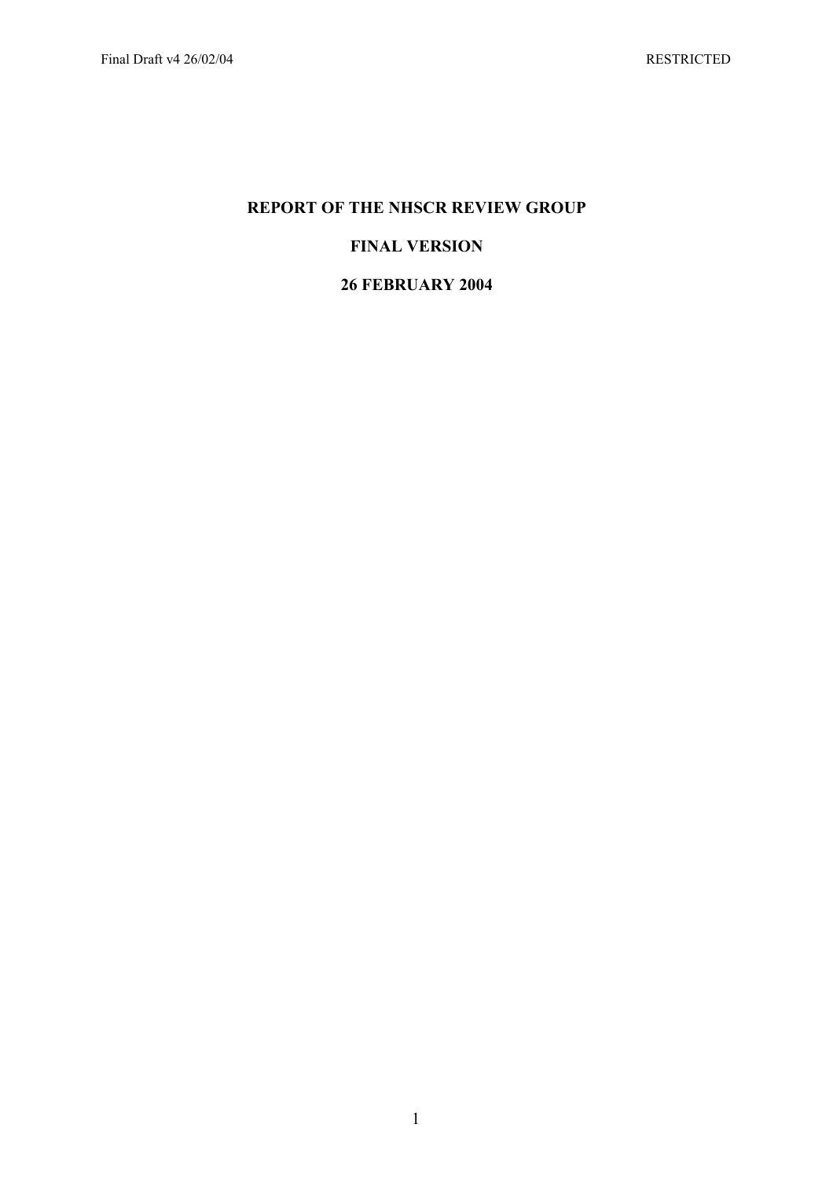# REPORT OF THE NHSCR REVIEW GROUP

## FINAL VERSION

## 26 FEBRUARY 2004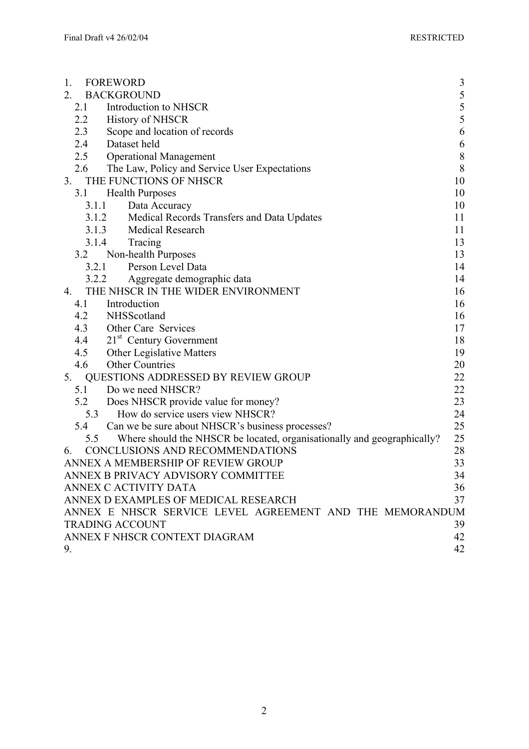1. FOREWORD 3
2. BACKGROUND 5
   - 2.1 Introduction to NHSCR 5
   - 2.2 History of NHSCR 5
   - 2.3 Scope and location of records 6
   - 2.4 Dataset held 6
   - 2.5 Operational Management 8
   - 2.6 The Law, Policy and Service User Expectations 8
3. THE FUNCTIONS OF NHSCR 10
   - 3.1 Health Purposes 10
     - 3.1.1 Data Accuracy 10
     - 3.1.2 Medical Records Transfers and Data Updates 11
     - 3.1.3 Medical Research 11
     - 3.1.4 Tracing 13
   - 3.2 Non-health Purposes 13
     - 3.2.1 Person Level Data 14
     - 3.2.2 Aggregate demographic data 14
4. THE NHSCR IN THE WIDER ENVIRONMENT 16
   - 4.1 Introduction 16
   - 4.2 NHSScotland 16
   - 4.3 Other Care Services 17
   - 4.4 21st Century Government 18
   - 4.5 Other Legislative Matters 19
   - 4.6 Other Countries 20
5. QUESTIONS ADDRESSED BY REVIEW GROUP 22
   - 5.1 Do we need NHSCR? 22
   - 5.2 Does NHSCR provide value for money? 23
     - 5.3 How do service users view NHSCR? 24
   - 5.4 Can we be sure about NHSCR's business processes? 25
     - 5.5 Where should the NHSCR be located, organisationally and geographically? 25
6. CONCLUSIONS AND RECOMMENDATIONS 28

ANNEX A MEMBERSHIP OF REVIEW GROUP 33

ANNEX B PRIVACY ADVISORY COMMITTEE 34

ANNEX C ACTIVITY DATA 36

ANNEX D EXAMPLES OF MEDICAL RESEARCH 37

ANNEX E NHSCR SERVICE LEVEL AGREEMENT AND THE MEMORANDUM TRADING ACCOUNT 39

ANNEX F NHSCR CONTEXT DIAGRAM 42

9. 42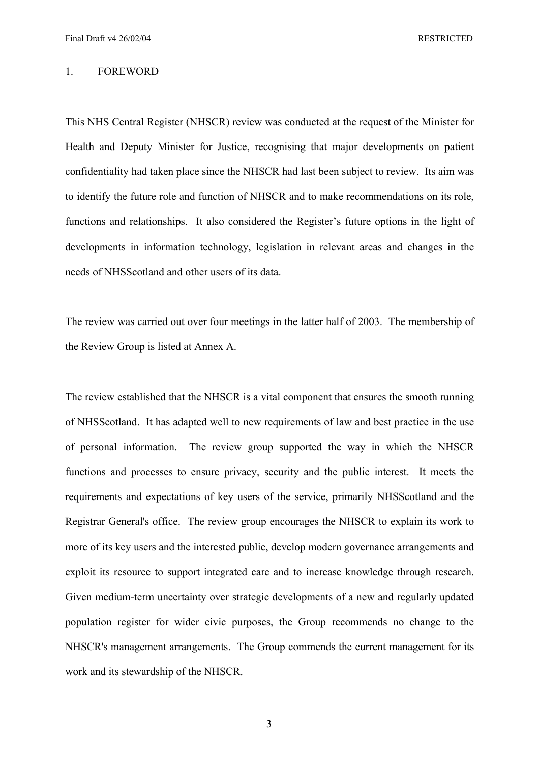# 1. FOREWORD

This NHS Central Register (NHSCR) review was conducted at the request of the Minister for Health and Deputy Minister for Justice, recognising that major developments on patient confidentiality had taken place since the NHSCR had last been subject to review. Its aim was to identify the future role and function of NHSCR and to make recommendations on its role, functions and relationships. It also considered the Register's future options in the light of developments in information technology, legislation in relevant areas and changes in the needs of NHSScotland and other users of its data.

The review was carried out over four meetings in the latter half of 2003. The membership of the Review Group is listed at Annex A.

The review established that the NHSCR is a vital component that ensures the smooth running of NHSScotland. It has adapted well to new requirements of law and best practice in the use of personal information. The review group supported the way in which the NHSCR functions and processes to ensure privacy, security and the public interest. It meets the requirements and expectations of key users of the service, primarily NHSScotland and the Registrar General's office. The review group encourages the NHSCR to explain its work to more of its key users and the interested public, develop modern governance arrangements and exploit its resource to support integrated care and to increase knowledge through research. Given medium-term uncertainty over strategic developments of a new and regularly updated population register for wider civic purposes, the Group recommends no change to the NHSCR's management arrangements. The Group commends the current management for its work and its stewardship of the NHSCR.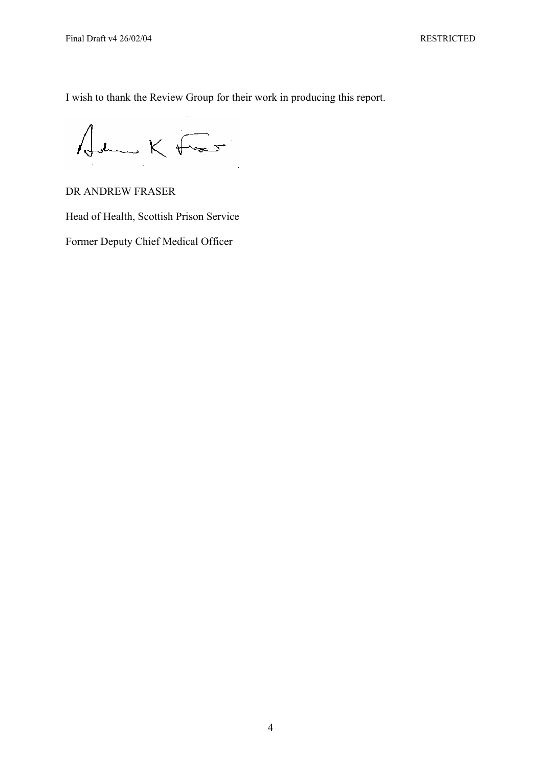I wish to thank the Review Group for their work in producing this report.

DR ANDREW FRASER

Head of Health, Scottish Prison Service

Former Deputy Chief Medical Officer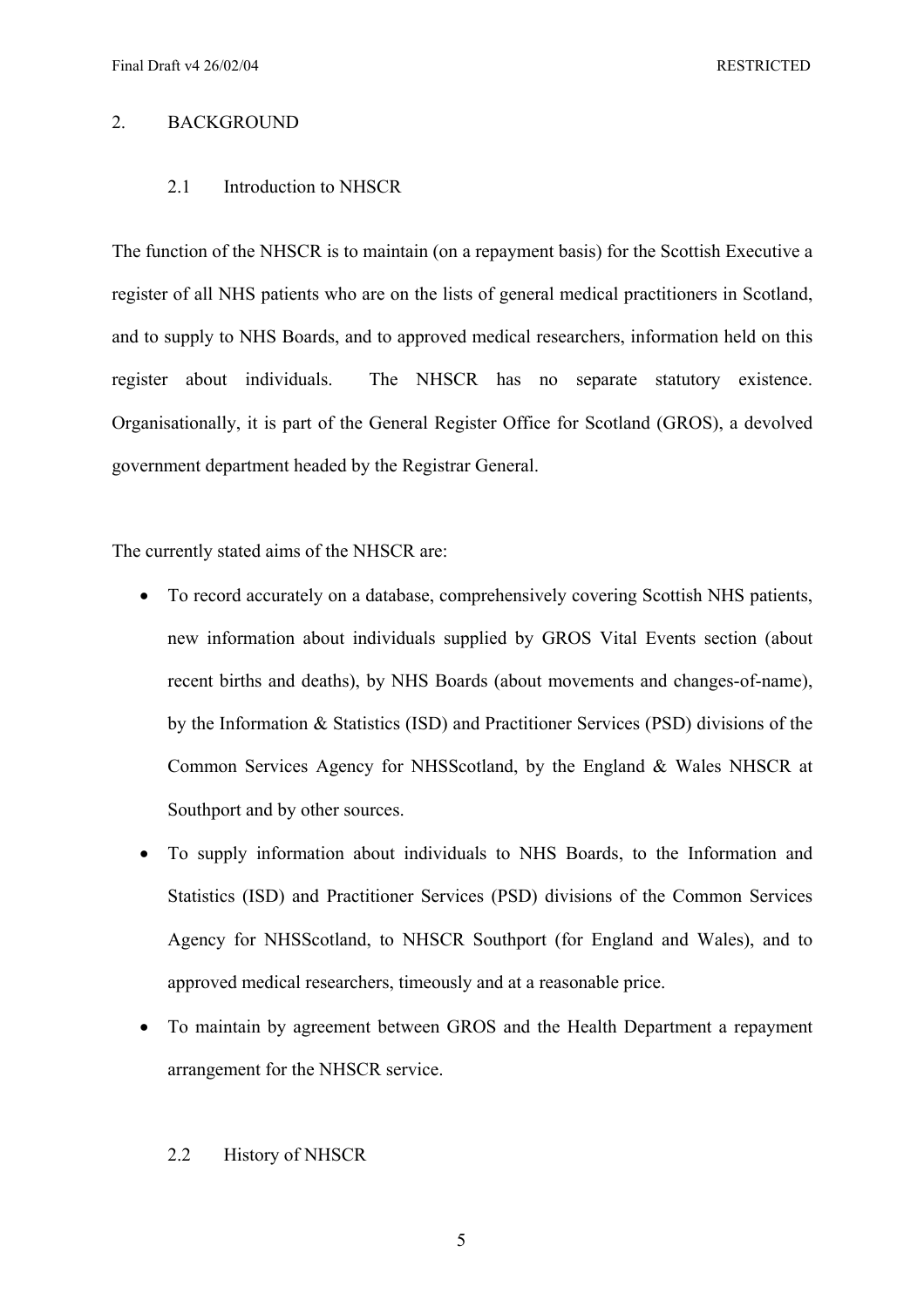## 2. BACKGROUND

### 2.1 Introduction to NHSCR

The function of the NHSCR is to maintain (on a repayment basis) for the Scottish Executive a register of all NHS patients who are on the lists of general medical practitioners in Scotland, and to supply to NHS Boards, and to approved medical researchers, information held on this register about individuals. The NHSCR has no separate statutory existence. Organisationally, it is part of the General Register Office for Scotland (GROS), a devolved government department headed by the Registrar General.

The currently stated aims of the NHSCR are:

- To record accurately on a database, comprehensively covering Scottish NHS patients, new information about individuals supplied by GROS Vital Events section (about recent births and deaths), by NHS Boards (about movements and changes-of-name), by the Information & Statistics (ISD) and Practitioner Services (PSD) divisions of the Common Services Agency for NHSScotland, by the England & Wales NHSCR at Southport and by other sources.
- To supply information about individuals to NHS Boards, to the Information and Statistics (ISD) and Practitioner Services (PSD) divisions of the Common Services Agency for NHSScotland, to NHSCR Southport (for England and Wales), and to approved medical researchers, timeously and at a reasonable price.
- To maintain by agreement between GROS and the Health Department a repayment arrangement for the NHSCR service.

### 2.2 History of NHSCR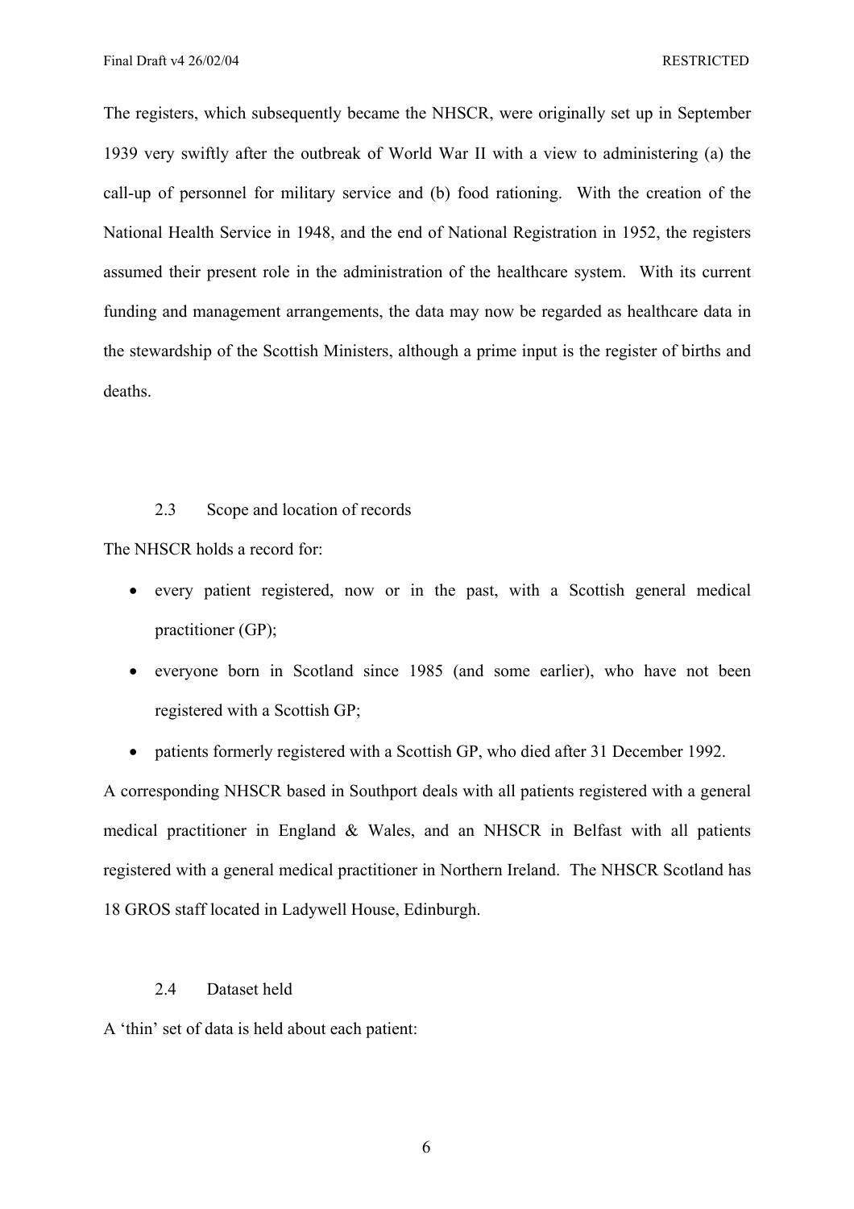The registers, which subsequently became the NHSCR, were originally set up in September 1939 very swiftly after the outbreak of World War II with a view to administering (a) the call-up of personnel for military service and (b) food rationing. With the creation of the National Health Service in 1948, and the end of National Registration in 1952, the registers assumed their present role in the administration of the healthcare system. With its current funding and management arrangements, the data may now be regarded as healthcare data in the stewardship of the Scottish Ministers, although a prime input is the register of births and deaths.

### 2.3 Scope and location of records

The NHSCR holds a record for:

- every patient registered, now or in the past, with a Scottish general medical practitioner (GP);
- everyone born in Scotland since 1985 (and some earlier), who have not been registered with a Scottish GP;
- patients formerly registered with a Scottish GP, who died after 31 December 1992.

A corresponding NHSCR based in Southport deals with all patients registered with a general medical practitioner in England & Wales, and an NHSCR in Belfast with all patients registered with a general medical practitioner in Northern Ireland. The NHSCR Scotland has 18 GROS staff located in Ladywell House, Edinburgh.

### 2.4 Dataset held

A 'thin' set of data is held about each patient: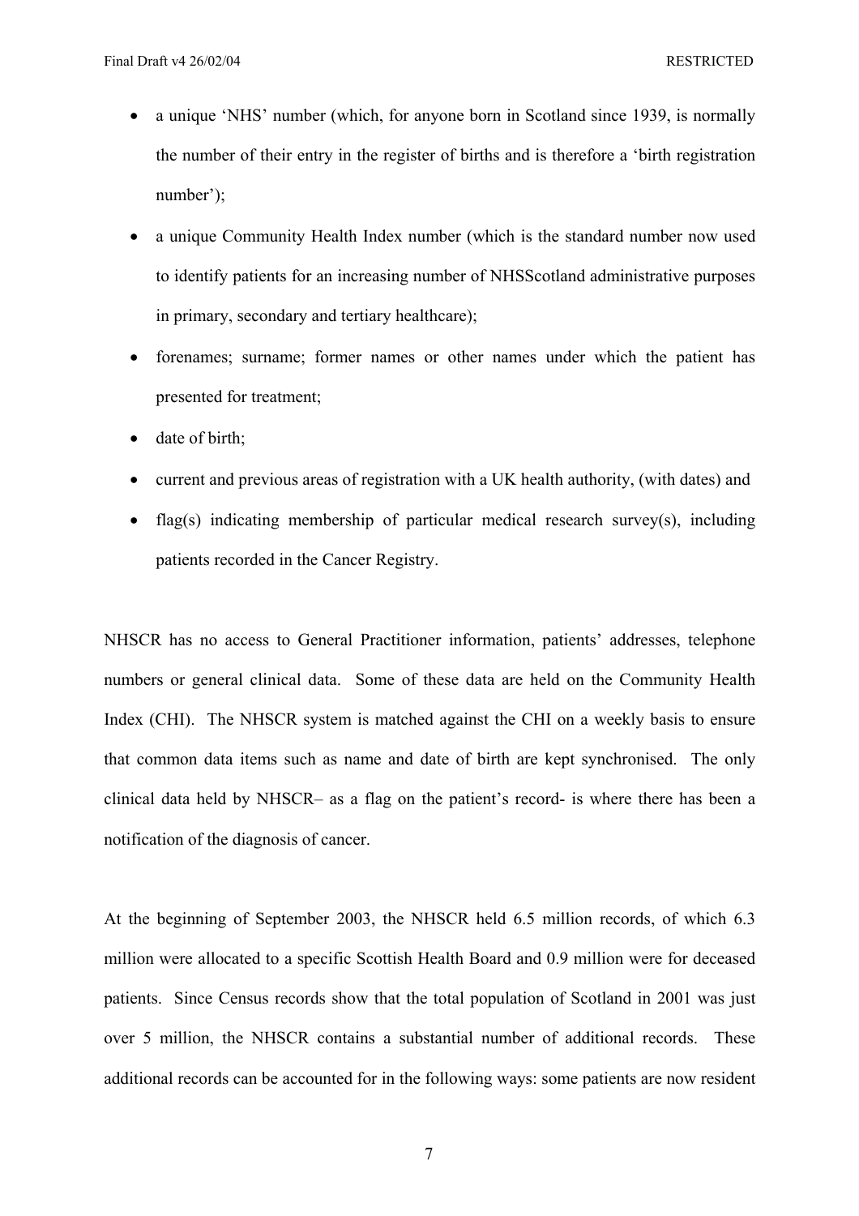- a unique 'NHS' number (which, for anyone born in Scotland since 1939, is normally the number of their entry in the register of births and is therefore a 'birth registration number');
- a unique Community Health Index number (which is the standard number now used to identify patients for an increasing number of NHSScotland administrative purposes in primary, secondary and tertiary healthcare);
- forenames; surname; former names or other names under which the patient has presented for treatment;
- date of birth;
- current and previous areas of registration with a UK health authority, (with dates) and
- flag(s) indicating membership of particular medical research survey(s), including patients recorded in the Cancer Registry.

NHSCR has no access to General Practitioner information, patients' addresses, telephone numbers or general clinical data. Some of these data are held on the Community Health Index (CHI). The NHSCR system is matched against the CHI on a weekly basis to ensure that common data items such as name and date of birth are kept synchronised. The only clinical data held by NHSCR– as a flag on the patient's record- is where there has been a notification of the diagnosis of cancer.

At the beginning of September 2003, the NHSCR held 6.5 million records, of which 6.3 million were allocated to a specific Scottish Health Board and 0.9 million were for deceased patients. Since Census records show that the total population of Scotland in 2001 was just over 5 million, the NHSCR contains a substantial number of additional records. These additional records can be accounted for in the following ways: some patients are now resident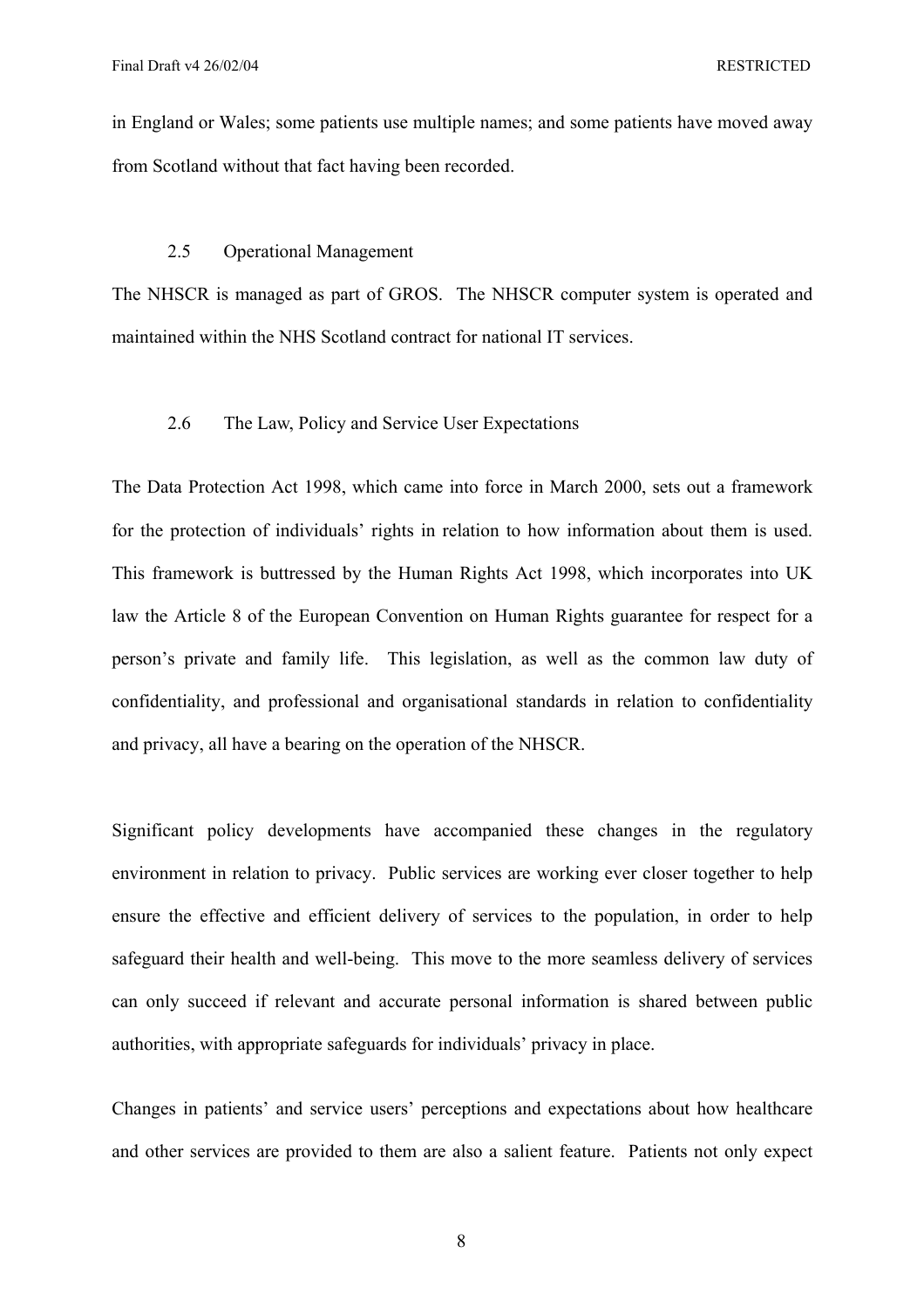in England or Wales; some patients use multiple names; and some patients have moved away from Scotland without that fact having been recorded.

### 2.5 Operational Management

The NHSCR is managed as part of GROS. The NHSCR computer system is operated and maintained within the NHS Scotland contract for national IT services.

### 2.6 The Law, Policy and Service User Expectations

The Data Protection Act 1998, which came into force in March 2000, sets out a framework for the protection of individuals' rights in relation to how information about them is used. This framework is buttressed by the Human Rights Act 1998, which incorporates into UK law the Article 8 of the European Convention on Human Rights guarantee for respect for a person's private and family life. This legislation, as well as the common law duty of confidentiality, and professional and organisational standards in relation to confidentiality and privacy, all have a bearing on the operation of the NHSCR.

Significant policy developments have accompanied these changes in the regulatory environment in relation to privacy. Public services are working ever closer together to help ensure the effective and efficient delivery of services to the population, in order to help safeguard their health and well-being. This move to the more seamless delivery of services can only succeed if relevant and accurate personal information is shared between public authorities, with appropriate safeguards for individuals' privacy in place.

Changes in patients' and service users' perceptions and expectations about how healthcare and other services are provided to them are also a salient feature. Patients not only expect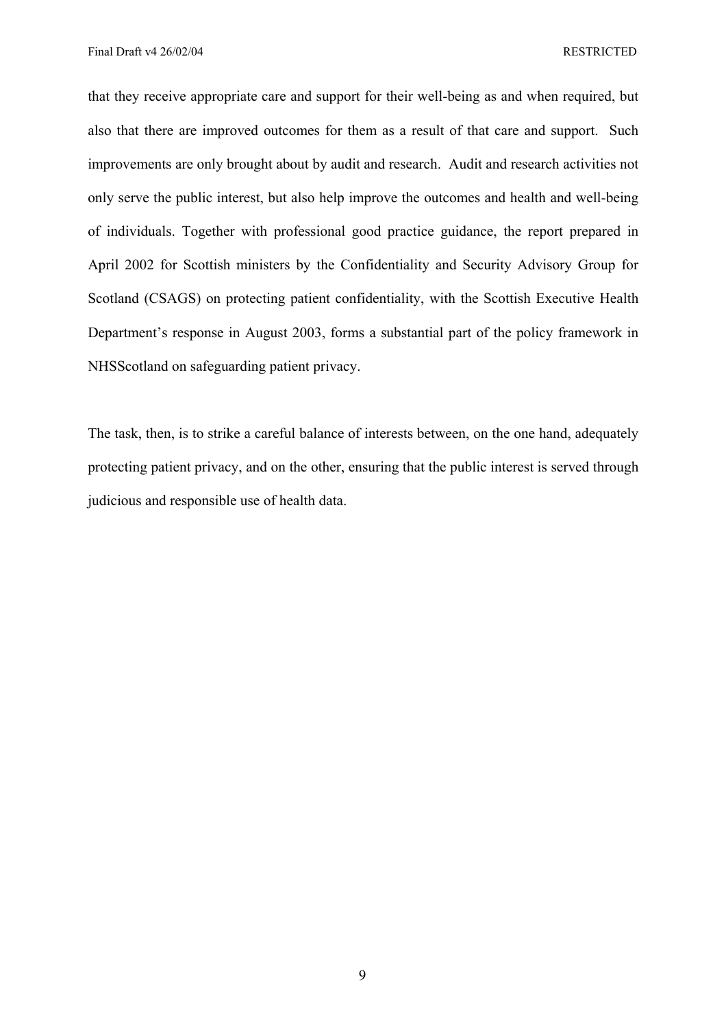that they receive appropriate care and support for their well-being as and when required, but also that there are improved outcomes for them as a result of that care and support. Such improvements are only brought about by audit and research. Audit and research activities not only serve the public interest, but also help improve the outcomes and health and well-being of individuals. Together with professional good practice guidance, the report prepared in April 2002 for Scottish ministers by the Confidentiality and Security Advisory Group for Scotland (CSAGS) on protecting patient confidentiality, with the Scottish Executive Health Department's response in August 2003, forms a substantial part of the policy framework in NHSScotland on safeguarding patient privacy.

The task, then, is to strike a careful balance of interests between, on the one hand, adequately protecting patient privacy, and on the other, ensuring that the public interest is served through judicious and responsible use of health data.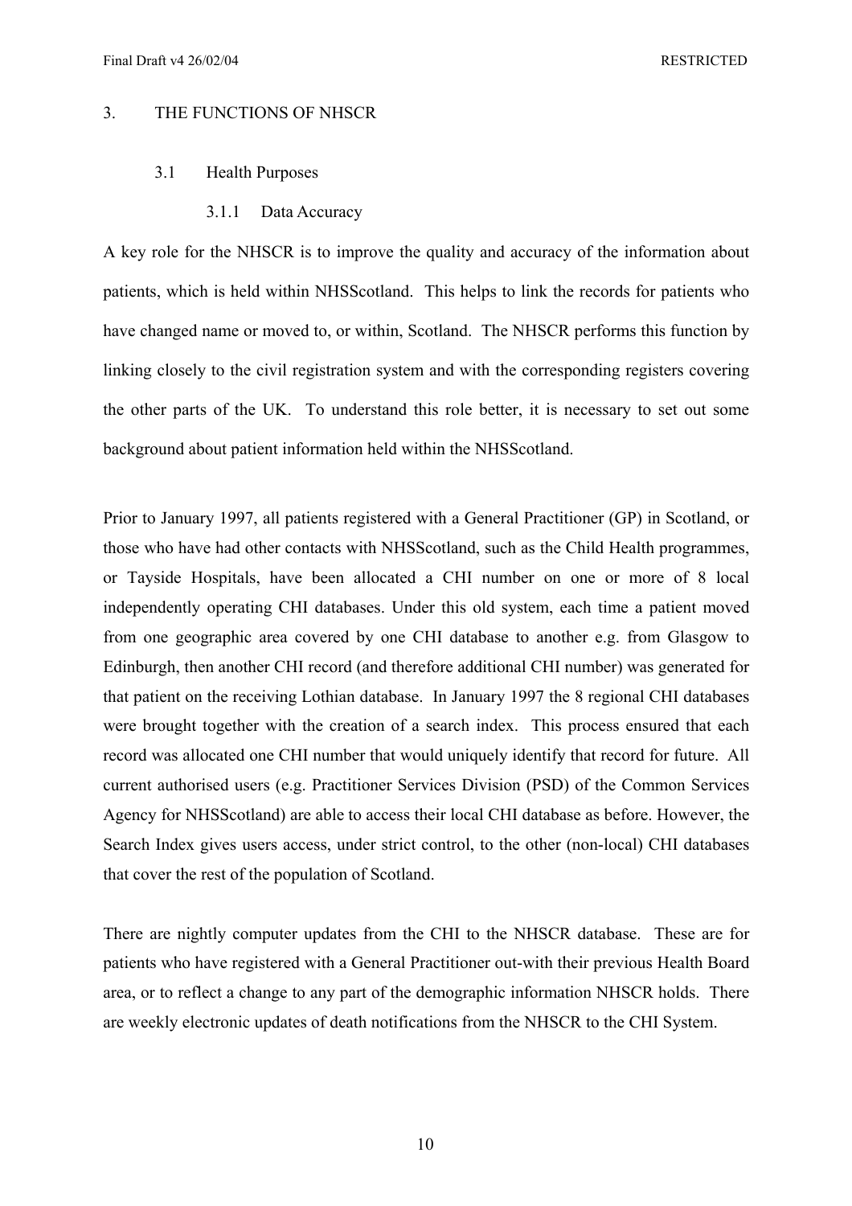## 3. THE FUNCTIONS OF NHSCR

### 3.1 Health Purposes

#### 3.1.1 Data Accuracy

A key role for the NHSCR is to improve the quality and accuracy of the information about patients, which is held within NHSScotland. This helps to link the records for patients who have changed name or moved to, or within, Scotland. The NHSCR performs this function by linking closely to the civil registration system and with the corresponding registers covering the other parts of the UK. To understand this role better, it is necessary to set out some background about patient information held within the NHSScotland.

Prior to January 1997, all patients registered with a General Practitioner (GP) in Scotland, or those who have had other contacts with NHSScotland, such as the Child Health programmes, or Tayside Hospitals, have been allocated a CHI number on one or more of 8 local independently operating CHI databases. Under this old system, each time a patient moved from one geographic area covered by one CHI database to another e.g. from Glasgow to Edinburgh, then another CHI record (and therefore additional CHI number) was generated for that patient on the receiving Lothian database. In January 1997 the 8 regional CHI databases were brought together with the creation of a search index. This process ensured that each record was allocated one CHI number that would uniquely identify that record for future. All current authorised users (e.g. Practitioner Services Division (PSD) of the Common Services Agency for NHSScotland) are able to access their local CHI database as before. However, the Search Index gives users access, under strict control, to the other (non-local) CHI databases that cover the rest of the population of Scotland.

There are nightly computer updates from the CHI to the NHSCR database. These are for patients who have registered with a General Practitioner out-with their previous Health Board area, or to reflect a change to any part of the demographic information NHSCR holds. There are weekly electronic updates of death notifications from the NHSCR to the CHI System.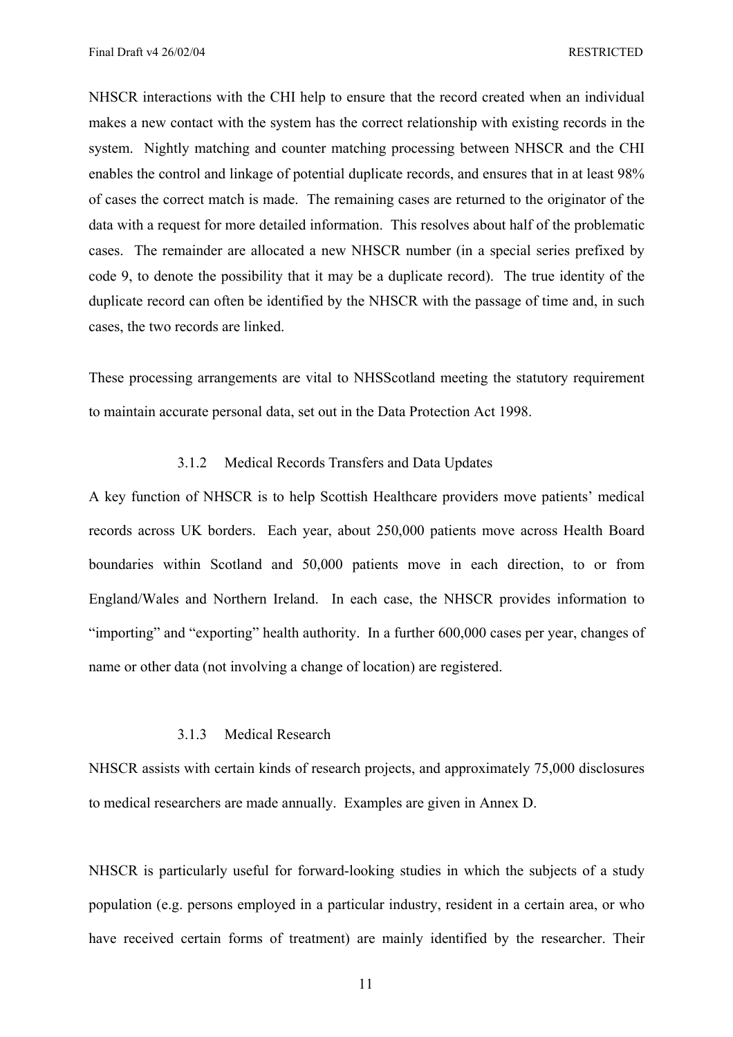NHSCR interactions with the CHI help to ensure that the record created when an individual makes a new contact with the system has the correct relationship with existing records in the system. Nightly matching and counter matching processing between NHSCR and the CHI enables the control and linkage of potential duplicate records, and ensures that in at least 98% of cases the correct match is made. The remaining cases are returned to the originator of the data with a request for more detailed information. This resolves about half of the problematic cases. The remainder are allocated a new NHSCR number (in a special series prefixed by code 9, to denote the possibility that it may be a duplicate record). The true identity of the duplicate record can often be identified by the NHSCR with the passage of time and, in such cases, the two records are linked.

These processing arrangements are vital to NHSScotland meeting the statutory requirement to maintain accurate personal data, set out in the Data Protection Act 1998.

#### 3.1.2 Medical Records Transfers and Data Updates

A key function of NHSCR is to help Scottish Healthcare providers move patients' medical records across UK borders. Each year, about 250,000 patients move across Health Board boundaries within Scotland and 50,000 patients move in each direction, to or from England/Wales and Northern Ireland. In each case, the NHSCR provides information to "importing" and "exporting" health authority. In a further 600,000 cases per year, changes of name or other data (not involving a change of location) are registered.

#### 3.1.3 Medical Research

NHSCR assists with certain kinds of research projects, and approximately 75,000 disclosures to medical researchers are made annually. Examples are given in Annex D.

NHSCR is particularly useful for forward-looking studies in which the subjects of a study population (e.g. persons employed in a particular industry, resident in a certain area, or who have received certain forms of treatment) are mainly identified by the researcher. Their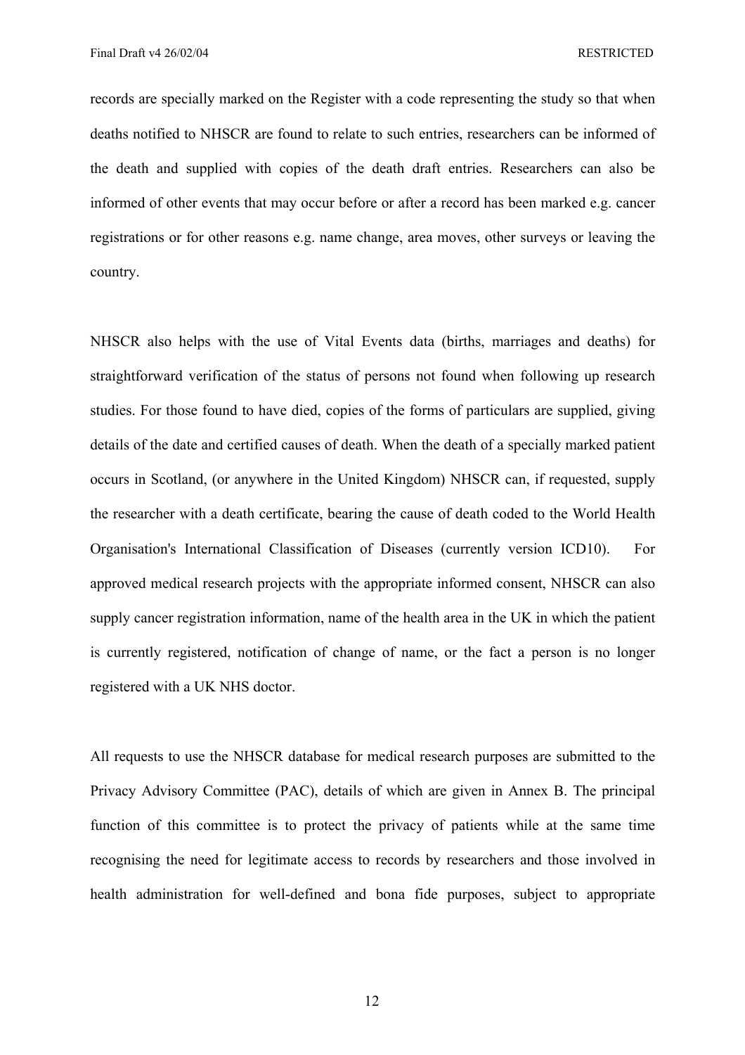records are specially marked on the Register with a code representing the study so that when deaths notified to NHSCR are found to relate to such entries, researchers can be informed of the death and supplied with copies of the death draft entries. Researchers can also be informed of other events that may occur before or after a record has been marked e.g. cancer registrations or for other reasons e.g. name change, area moves, other surveys or leaving the country.

NHSCR also helps with the use of Vital Events data (births, marriages and deaths) for straightforward verification of the status of persons not found when following up research studies. For those found to have died, copies of the forms of particulars are supplied, giving details of the date and certified causes of death. When the death of a specially marked patient occurs in Scotland, (or anywhere in the United Kingdom) NHSCR can, if requested, supply the researcher with a death certificate, bearing the cause of death coded to the World Health Organisation's International Classification of Diseases (currently version ICD10). For approved medical research projects with the appropriate informed consent, NHSCR can also supply cancer registration information, name of the health area in the UK in which the patient is currently registered, notification of change of name, or the fact a person is no longer registered with a UK NHS doctor.

All requests to use the NHSCR database for medical research purposes are submitted to the Privacy Advisory Committee (PAC), details of which are given in Annex B. The principal function of this committee is to protect the privacy of patients while at the same time recognising the need for legitimate access to records by researchers and those involved in health administration for well-defined and bona fide purposes, subject to appropriate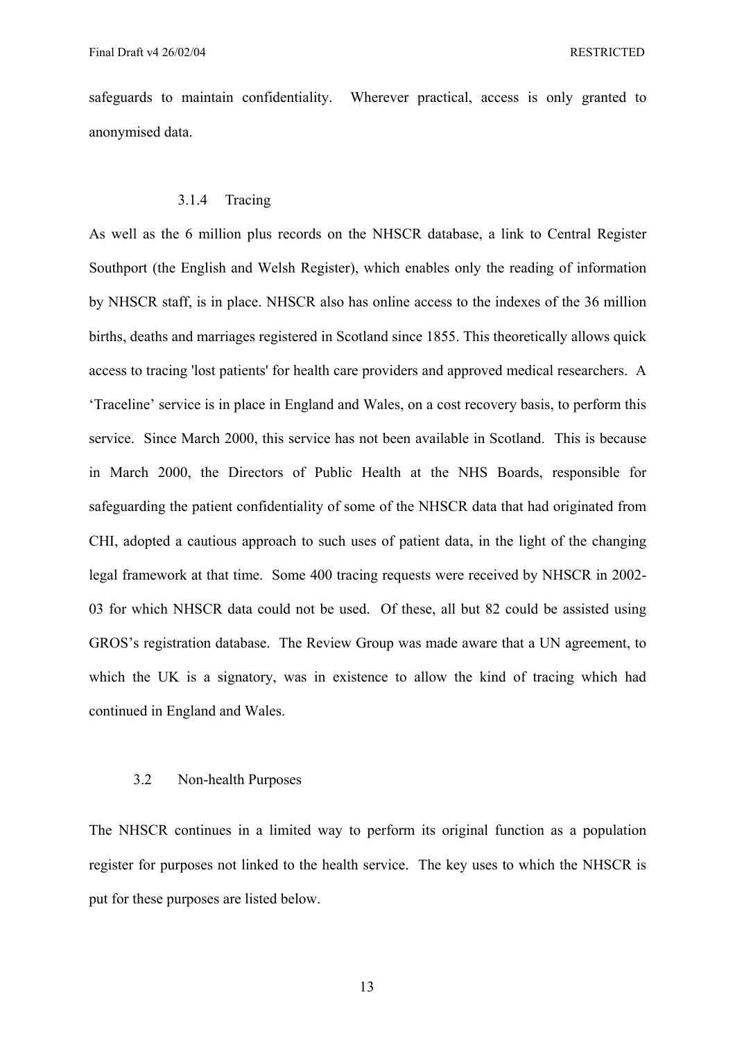safeguards to maintain confidentiality. Wherever practical, access is only granted to anonymised data.

#### 3.1.4 Tracing

As well as the 6 million plus records on the NHSCR database, a link to Central Register Southport (the English and Welsh Register), which enables only the reading of information by NHSCR staff, is in place. NHSCR also has online access to the indexes of the 36 million births, deaths and marriages registered in Scotland since 1855. This theoretically allows quick access to tracing 'lost patients' for health care providers and approved medical researchers. A 'Traceline' service is in place in England and Wales, on a cost recovery basis, to perform this service. Since March 2000, this service has not been available in Scotland. This is because in March 2000, the Directors of Public Health at the NHS Boards, responsible for safeguarding the patient confidentiality of some of the NHSCR data that had originated from CHI, adopted a cautious approach to such uses of patient data, in the light of the changing legal framework at that time. Some 400 tracing requests were received by NHSCR in 2002-03 for which NHSCR data could not be used. Of these, all but 82 could be assisted using GROS's registration database. The Review Group was made aware that a UN agreement, to which the UK is a signatory, was in existence to allow the kind of tracing which had continued in England and Wales.

### 3.2 Non-health Purposes

The NHSCR continues in a limited way to perform its original function as a population register for purposes not linked to the health service. The key uses to which the NHSCR is put for these purposes are listed below.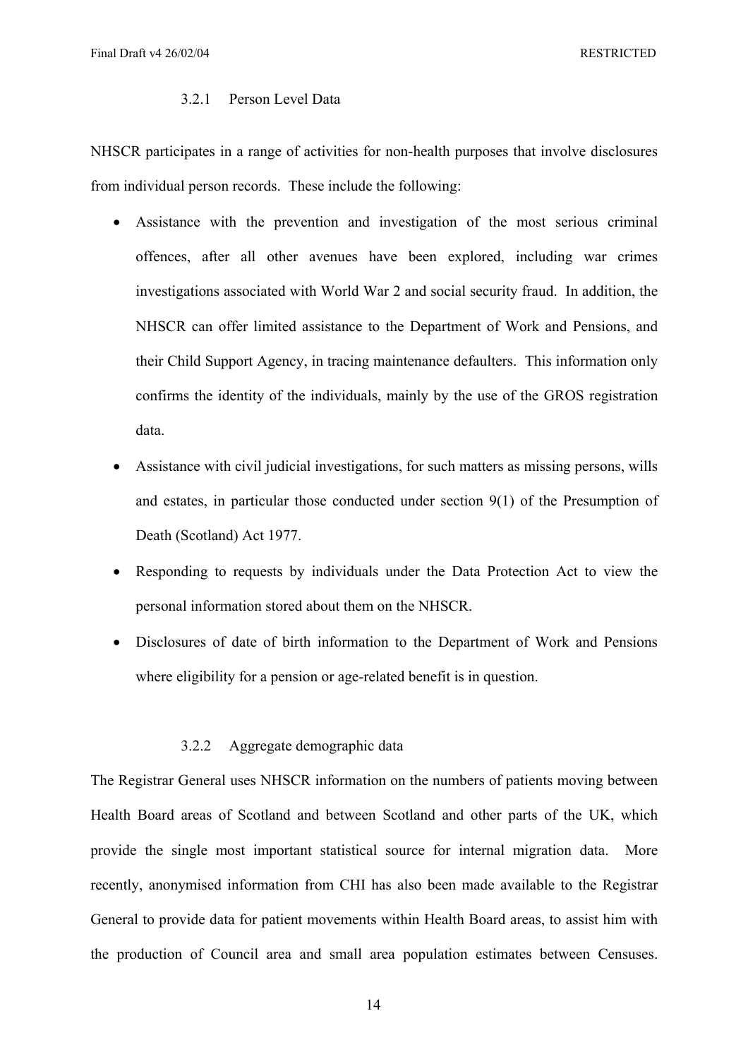#### 3.2.1 Person Level Data

NHSCR participates in a range of activities for non-health purposes that involve disclosures from individual person records. These include the following:

- Assistance with the prevention and investigation of the most serious criminal offences, after all other avenues have been explored, including war crimes investigations associated with World War 2 and social security fraud. In addition, the NHSCR can offer limited assistance to the Department of Work and Pensions, and their Child Support Agency, in tracing maintenance defaulters. This information only confirms the identity of the individuals, mainly by the use of the GROS registration data.
- Assistance with civil judicial investigations, for such matters as missing persons, wills and estates, in particular those conducted under section 9(1) of the Presumption of Death (Scotland) Act 1977.
- Responding to requests by individuals under the Data Protection Act to view the personal information stored about them on the NHSCR.
- Disclosures of date of birth information to the Department of Work and Pensions where eligibility for a pension or age-related benefit is in question.

#### 3.2.2 Aggregate demographic data

The Registrar General uses NHSCR information on the numbers of patients moving between Health Board areas of Scotland and between Scotland and other parts of the UK, which provide the single most important statistical source for internal migration data. More recently, anonymised information from CHI has also been made available to the Registrar General to provide data for patient movements within Health Board areas, to assist him with the production of Council area and small area population estimates between Censuses.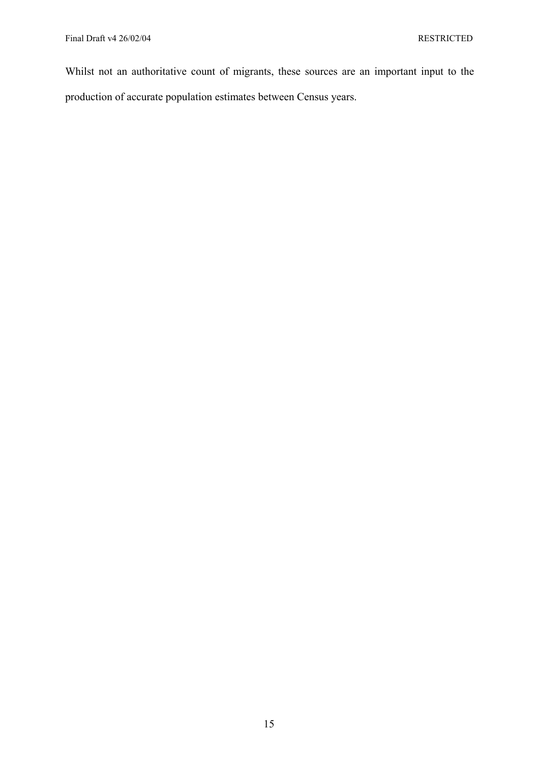Whilst not an authoritative count of migrants, these sources are an important input to the production of accurate population estimates between Census years.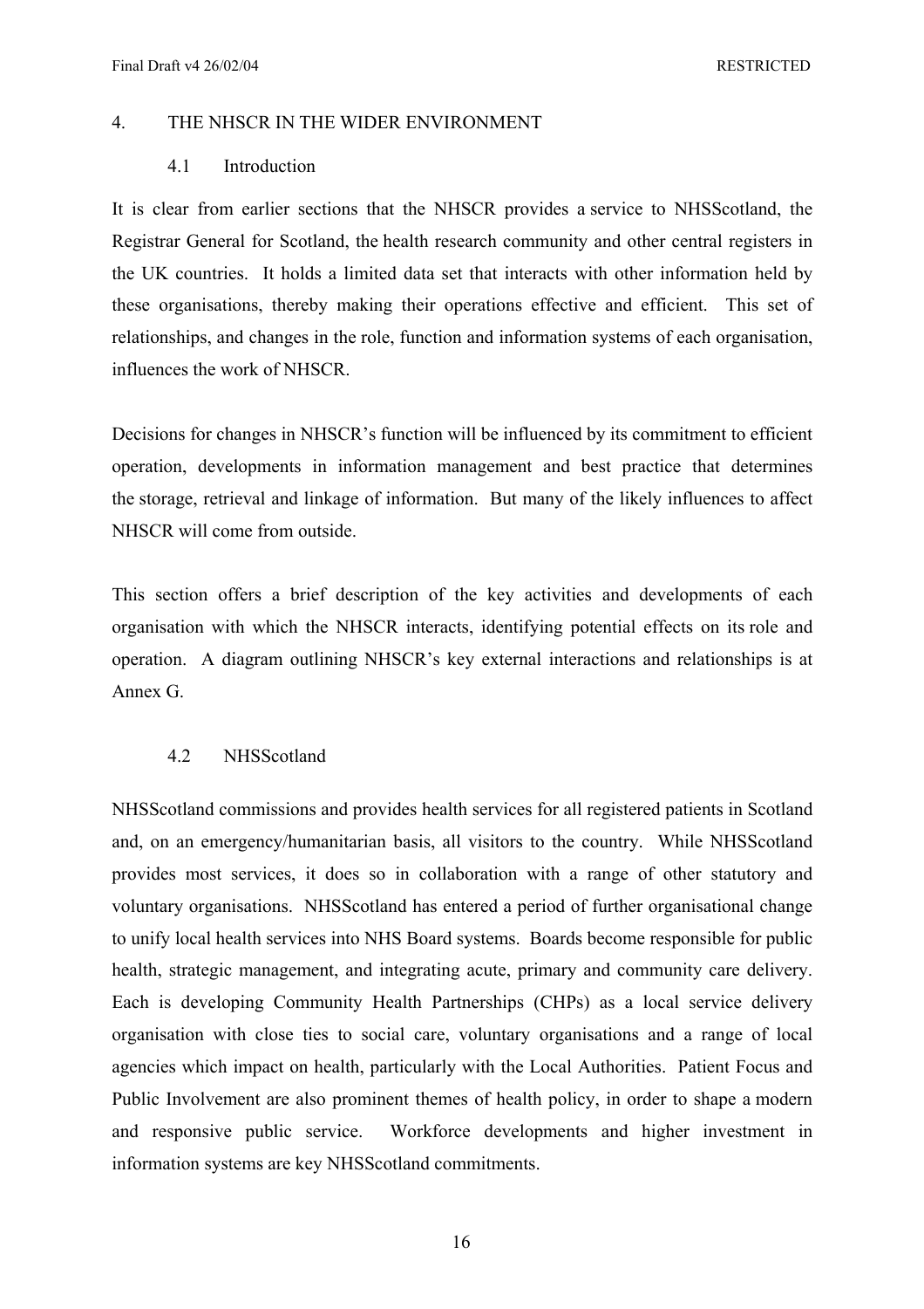# 4. THE NHSCR IN THE WIDER ENVIRONMENT

## 4.1 Introduction

It is clear from earlier sections that the NHSCR provides a service to NHSScotland, the Registrar General for Scotland, the health research community and other central registers in the UK countries. It holds a limited data set that interacts with other information held by these organisations, thereby making their operations effective and efficient. This set of relationships, and changes in the role, function and information systems of each organisation, influences the work of NHSCR.

Decisions for changes in NHSCR's function will be influenced by its commitment to efficient operation, developments in information management and best practice that determines the storage, retrieval and linkage of information. But many of the likely influences to affect NHSCR will come from outside.

This section offers a brief description of the key activities and developments of each organisation with which the NHSCR interacts, identifying potential effects on its role and operation. A diagram outlining NHSCR's key external interactions and relationships is at Annex G.

## 4.2 NHSScotland

NHSScotland commissions and provides health services for all registered patients in Scotland and, on an emergency/humanitarian basis, all visitors to the country. While NHSScotland provides most services, it does so in collaboration with a range of other statutory and voluntary organisations. NHSScotland has entered a period of further organisational change to unify local health services into NHS Board systems. Boards become responsible for public health, strategic management, and integrating acute, primary and community care delivery. Each is developing Community Health Partnerships (CHPs) as a local service delivery organisation with close ties to social care, voluntary organisations and a range of local agencies which impact on health, particularly with the Local Authorities. Patient Focus and Public Involvement are also prominent themes of health policy, in order to shape a modern and responsive public service. Workforce developments and higher investment in information systems are key NHSScotland commitments.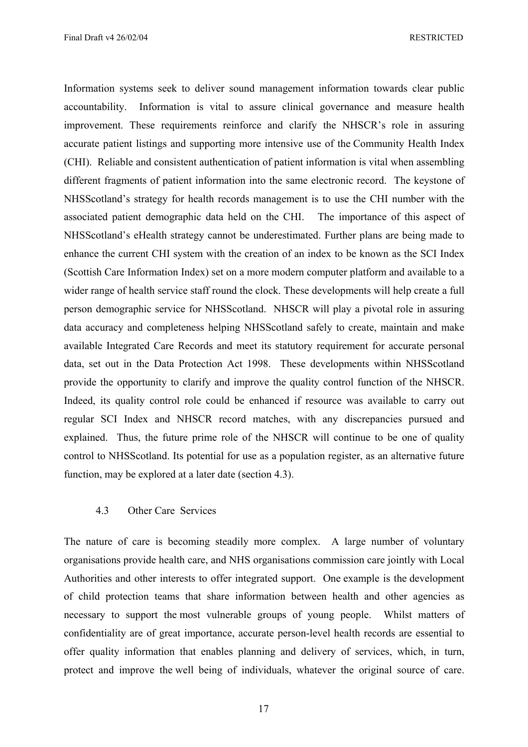Information systems seek to deliver sound management information towards clear public accountability. Information is vital to assure clinical governance and measure health improvement. These requirements reinforce and clarify the NHSCR's role in assuring accurate patient listings and supporting more intensive use of the Community Health Index (CHI). Reliable and consistent authentication of patient information is vital when assembling different fragments of patient information into the same electronic record. The keystone of NHSScotland's strategy for health records management is to use the CHI number with the associated patient demographic data held on the CHI. The importance of this aspect of NHSScotland's eHealth strategy cannot be underestimated. Further plans are being made to enhance the current CHI system with the creation of an index to be known as the SCI Index (Scottish Care Information Index) set on a more modern computer platform and available to a wider range of health service staff round the clock. These developments will help create a full person demographic service for NHSScotland. NHSCR will play a pivotal role in assuring data accuracy and completeness helping NHSScotland safely to create, maintain and make available Integrated Care Records and meet its statutory requirement for accurate personal data, set out in the Data Protection Act 1998. These developments within NHSScotland provide the opportunity to clarify and improve the quality control function of the NHSCR. Indeed, its quality control role could be enhanced if resource was available to carry out regular SCI Index and NHSCR record matches, with any discrepancies pursued and explained. Thus, the future prime role of the NHSCR will continue to be one of quality control to NHSScotland. Its potential for use as a population register, as an alternative future function, may be explored at a later date (section 4.3).

### 4.3 Other Care Services

The nature of care is becoming steadily more complex. A large number of voluntary organisations provide health care, and NHS organisations commission care jointly with Local Authorities and other interests to offer integrated support. One example is the development of child protection teams that share information between health and other agencies as necessary to support the most vulnerable groups of young people. Whilst matters of confidentiality are of great importance, accurate person-level health records are essential to offer quality information that enables planning and delivery of services, which, in turn, protect and improve the well being of individuals, whatever the original source of care.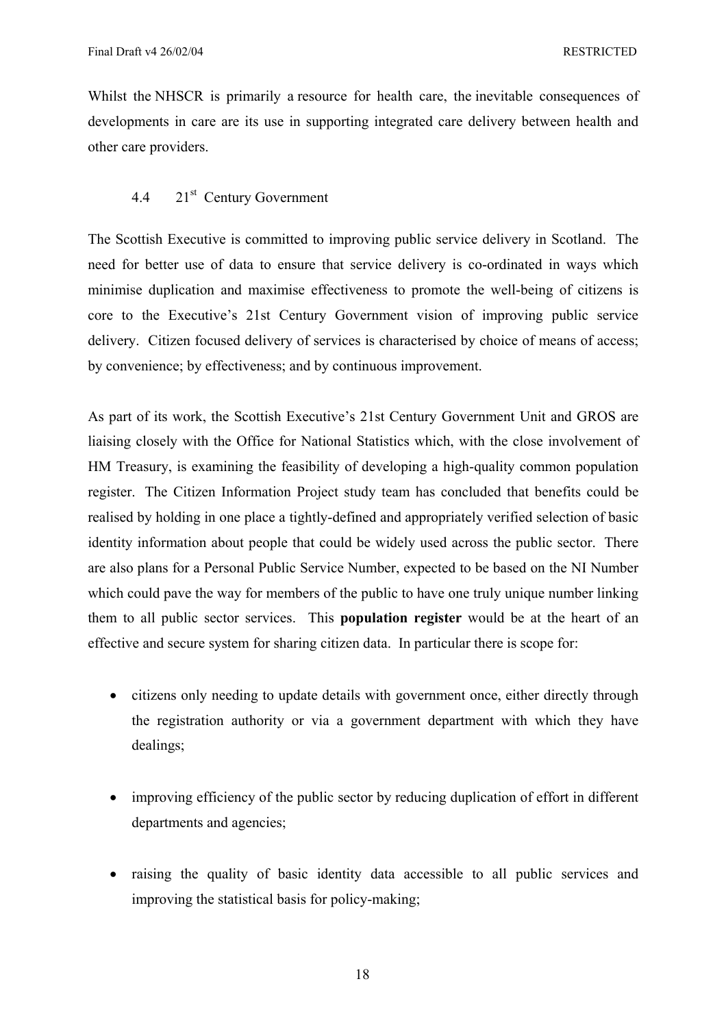Whilst the NHSCR is primarily a resource for health care, the inevitable consequences of developments in care are its use in supporting integrated care delivery between health and other care providers.

### 4.4 21st Century Government

The Scottish Executive is committed to improving public service delivery in Scotland. The need for better use of data to ensure that service delivery is co-ordinated in ways which minimise duplication and maximise effectiveness to promote the well-being of citizens is core to the Executive's 21st Century Government vision of improving public service delivery. Citizen focused delivery of services is characterised by choice of means of access; by convenience; by effectiveness; and by continuous improvement.

As part of its work, the Scottish Executive's 21st Century Government Unit and GROS are liaising closely with the Office for National Statistics which, with the close involvement of HM Treasury, is examining the feasibility of developing a high-quality common population register. The Citizen Information Project study team has concluded that benefits could be realised by holding in one place a tightly-defined and appropriately verified selection of basic identity information about people that could be widely used across the public sector. There are also plans for a Personal Public Service Number, expected to be based on the NI Number which could pave the way for members of the public to have one truly unique number linking them to all public sector services. This **population register** would be at the heart of an effective and secure system for sharing citizen data. In particular there is scope for:

- citizens only needing to update details with government once, either directly through the registration authority or via a government department with which they have dealings;

- improving efficiency of the public sector by reducing duplication of effort in different departments and agencies;

- raising the quality of basic identity data accessible to all public services and improving the statistical basis for policy-making;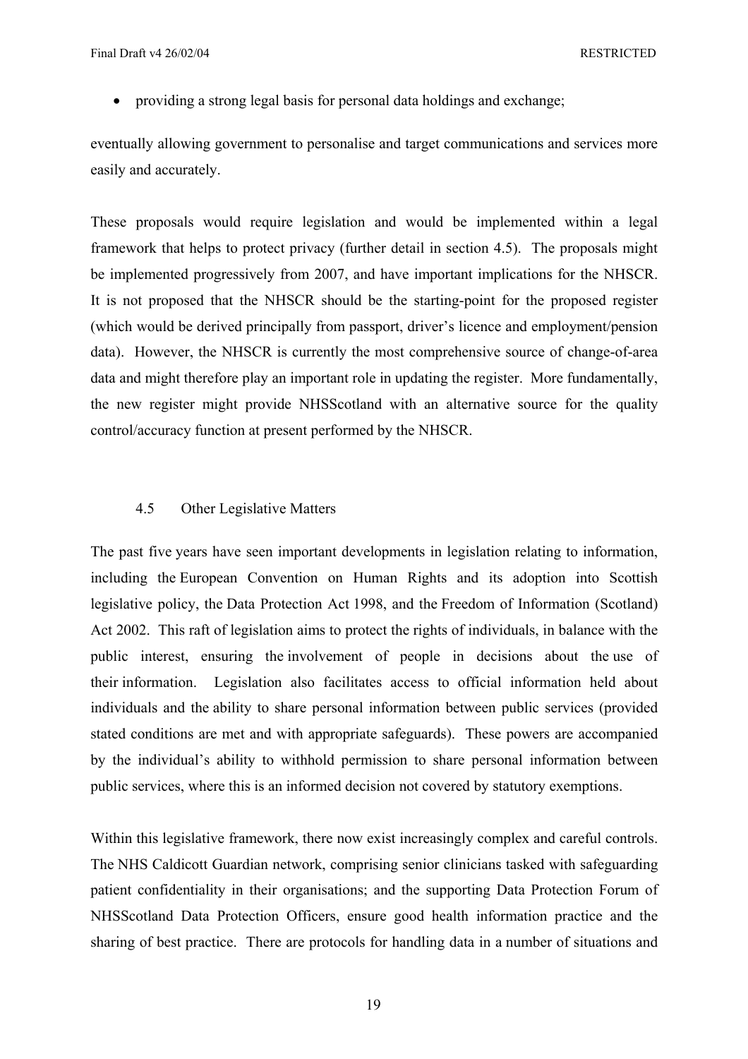- providing a strong legal basis for personal data holdings and exchange;

eventually allowing government to personalise and target communications and services more easily and accurately.

These proposals would require legislation and would be implemented within a legal framework that helps to protect privacy (further detail in section 4.5). The proposals might be implemented progressively from 2007, and have important implications for the NHSCR. It is not proposed that the NHSCR should be the starting-point for the proposed register (which would be derived principally from passport, driver's licence and employment/pension data). However, the NHSCR is currently the most comprehensive source of change-of-area data and might therefore play an important role in updating the register. More fundamentally, the new register might provide NHSScotland with an alternative source for the quality control/accuracy function at present performed by the NHSCR.

### 4.5 Other Legislative Matters

The past five years have seen important developments in legislation relating to information, including the European Convention on Human Rights and its adoption into Scottish legislative policy, the Data Protection Act 1998, and the Freedom of Information (Scotland) Act 2002. This raft of legislation aims to protect the rights of individuals, in balance with the public interest, ensuring the involvement of people in decisions about the use of their information. Legislation also facilitates access to official information held about individuals and the ability to share personal information between public services (provided stated conditions are met and with appropriate safeguards). These powers are accompanied by the individual's ability to withhold permission to share personal information between public services, where this is an informed decision not covered by statutory exemptions.

Within this legislative framework, there now exist increasingly complex and careful controls. The NHS Caldicott Guardian network, comprising senior clinicians tasked with safeguarding patient confidentiality in their organisations; and the supporting Data Protection Forum of NHSScotland Data Protection Officers, ensure good health information practice and the sharing of best practice. There are protocols for handling data in a number of situations and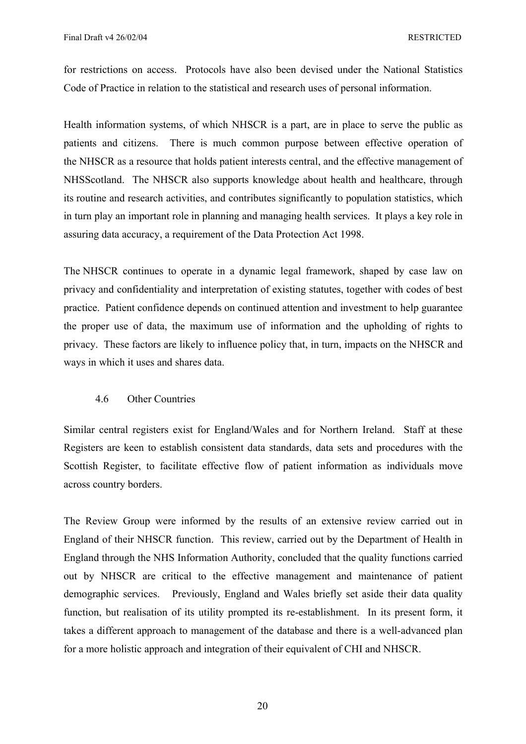for restrictions on access. Protocols have also been devised under the National Statistics Code of Practice in relation to the statistical and research uses of personal information.

Health information systems, of which NHSCR is a part, are in place to serve the public as patients and citizens. There is much common purpose between effective operation of the NHSCR as a resource that holds patient interests central, and the effective management of NHSScotland. The NHSCR also supports knowledge about health and healthcare, through its routine and research activities, and contributes significantly to population statistics, which in turn play an important role in planning and managing health services. It plays a key role in assuring data accuracy, a requirement of the Data Protection Act 1998.

The NHSCR continues to operate in a dynamic legal framework, shaped by case law on privacy and confidentiality and interpretation of existing statutes, together with codes of best practice. Patient confidence depends on continued attention and investment to help guarantee the proper use of data, the maximum use of information and the upholding of rights to privacy. These factors are likely to influence policy that, in turn, impacts on the NHSCR and ways in which it uses and shares data.

### 4.6 Other Countries

Similar central registers exist for England/Wales and for Northern Ireland. Staff at these Registers are keen to establish consistent data standards, data sets and procedures with the Scottish Register, to facilitate effective flow of patient information as individuals move across country borders.

The Review Group were informed by the results of an extensive review carried out in England of their NHSCR function. This review, carried out by the Department of Health in England through the NHS Information Authority, concluded that the quality functions carried out by NHSCR are critical to the effective management and maintenance of patient demographic services. Previously, England and Wales briefly set aside their data quality function, but realisation of its utility prompted its re-establishment. In its present form, it takes a different approach to management of the database and there is a well-advanced plan for a more holistic approach and integration of their equivalent of CHI and NHSCR.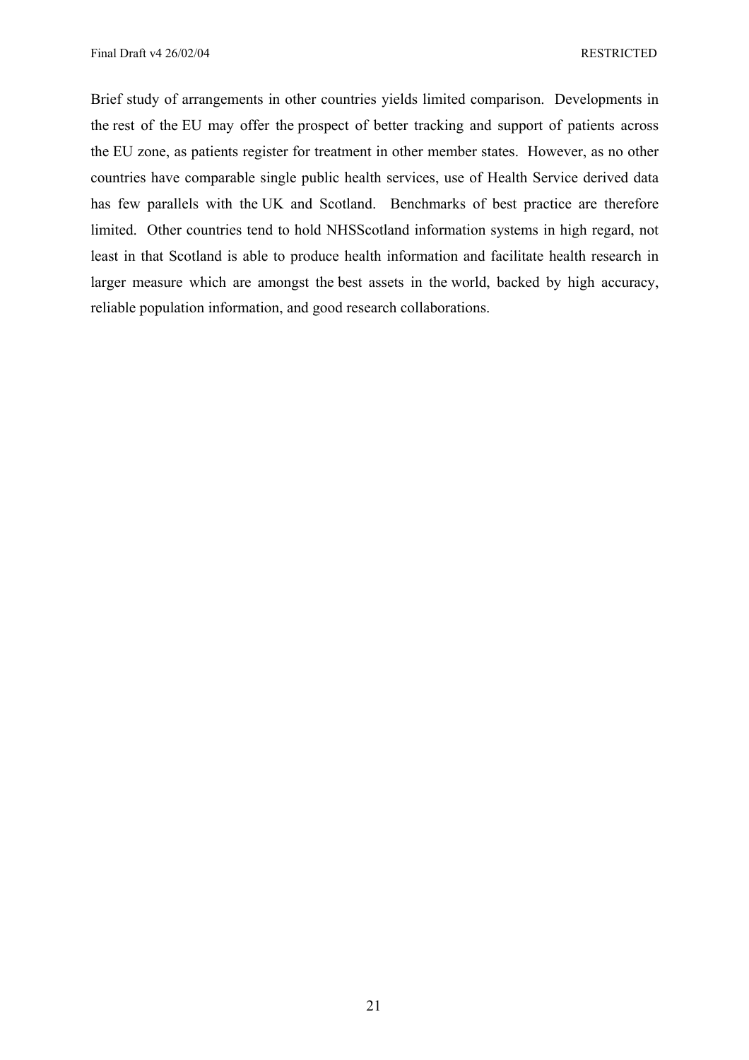Brief study of arrangements in other countries yields limited comparison. Developments in the rest of the EU may offer the prospect of better tracking and support of patients across the EU zone, as patients register for treatment in other member states. However, as no other countries have comparable single public health services, use of Health Service derived data has few parallels with the UK and Scotland. Benchmarks of best practice are therefore limited. Other countries tend to hold NHSScotland information systems in high regard, not least in that Scotland is able to produce health information and facilitate health research in larger measure which are amongst the best assets in the world, backed by high accuracy, reliable population information, and good research collaborations.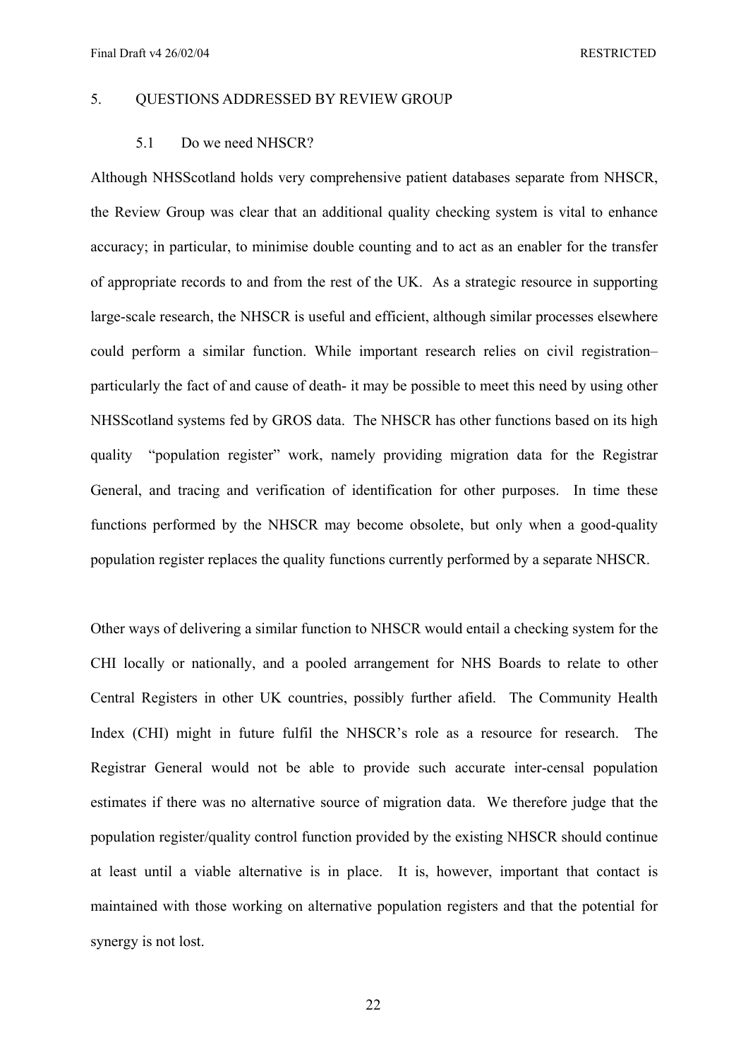## 5. QUESTIONS ADDRESSED BY REVIEW GROUP

### 5.1 Do we need NHSCR?

Although NHSScotland holds very comprehensive patient databases separate from NHSCR, the Review Group was clear that an additional quality checking system is vital to enhance accuracy; in particular, to minimise double counting and to act as an enabler for the transfer of appropriate records to and from the rest of the UK. As a strategic resource in supporting large-scale research, the NHSCR is useful and efficient, although similar processes elsewhere could perform a similar function. While important research relies on civil registration– particularly the fact of and cause of death- it may be possible to meet this need by using other NHSScotland systems fed by GROS data. The NHSCR has other functions based on its high quality "population register" work, namely providing migration data for the Registrar General, and tracing and verification of identification for other purposes. In time these functions performed by the NHSCR may become obsolete, but only when a good-quality population register replaces the quality functions currently performed by a separate NHSCR.

Other ways of delivering a similar function to NHSCR would entail a checking system for the CHI locally or nationally, and a pooled arrangement for NHS Boards to relate to other Central Registers in other UK countries, possibly further afield. The Community Health Index (CHI) might in future fulfil the NHSCR's role as a resource for research. The Registrar General would not be able to provide such accurate inter-censal population estimates if there was no alternative source of migration data. We therefore judge that the population register/quality control function provided by the existing NHSCR should continue at least until a viable alternative is in place. It is, however, important that contact is maintained with those working on alternative population registers and that the potential for synergy is not lost.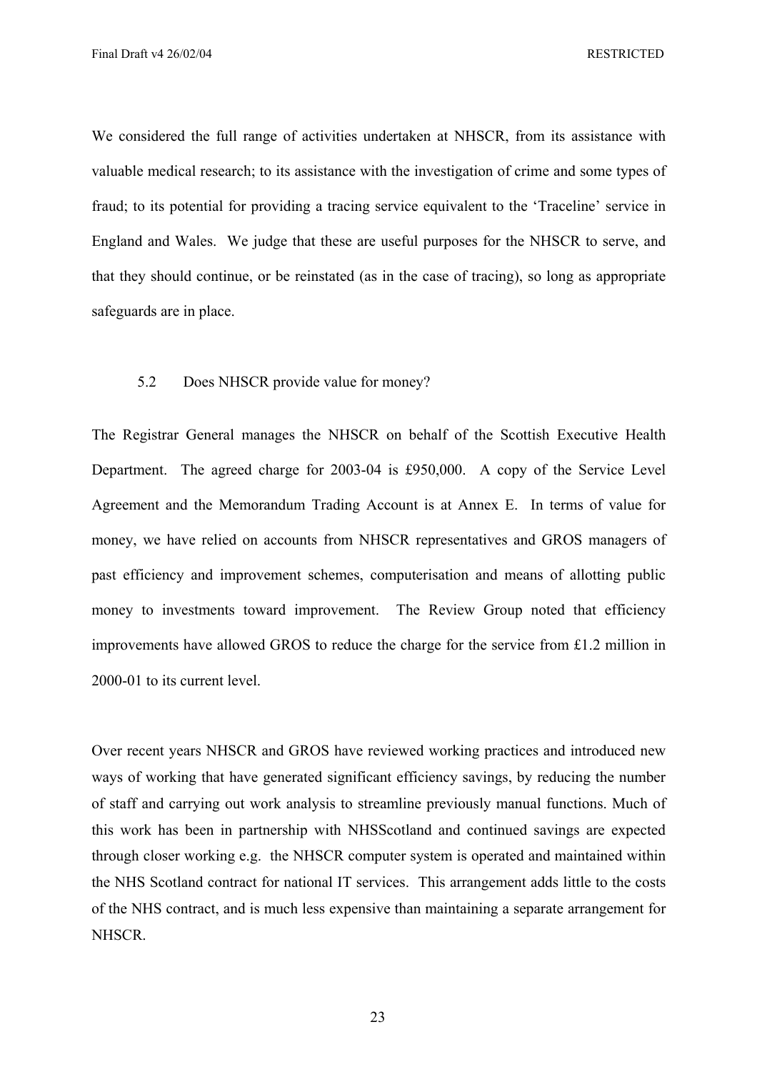We considered the full range of activities undertaken at NHSCR, from its assistance with valuable medical research; to its assistance with the investigation of crime and some types of fraud; to its potential for providing a tracing service equivalent to the 'Traceline' service in England and Wales. We judge that these are useful purposes for the NHSCR to serve, and that they should continue, or be reinstated (as in the case of tracing), so long as appropriate safeguards are in place.

### 5.2 Does NHSCR provide value for money?

The Registrar General manages the NHSCR on behalf of the Scottish Executive Health Department. The agreed charge for 2003-04 is £950,000. A copy of the Service Level Agreement and the Memorandum Trading Account is at Annex E. In terms of value for money, we have relied on accounts from NHSCR representatives and GROS managers of past efficiency and improvement schemes, computerisation and means of allotting public money to investments toward improvement. The Review Group noted that efficiency improvements have allowed GROS to reduce the charge for the service from £1.2 million in 2000-01 to its current level.

Over recent years NHSCR and GROS have reviewed working practices and introduced new ways of working that have generated significant efficiency savings, by reducing the number of staff and carrying out work analysis to streamline previously manual functions. Much of this work has been in partnership with NHSScotland and continued savings are expected through closer working e.g. the NHSCR computer system is operated and maintained within the NHS Scotland contract for national IT services. This arrangement adds little to the costs of the NHS contract, and is much less expensive than maintaining a separate arrangement for NHSCR.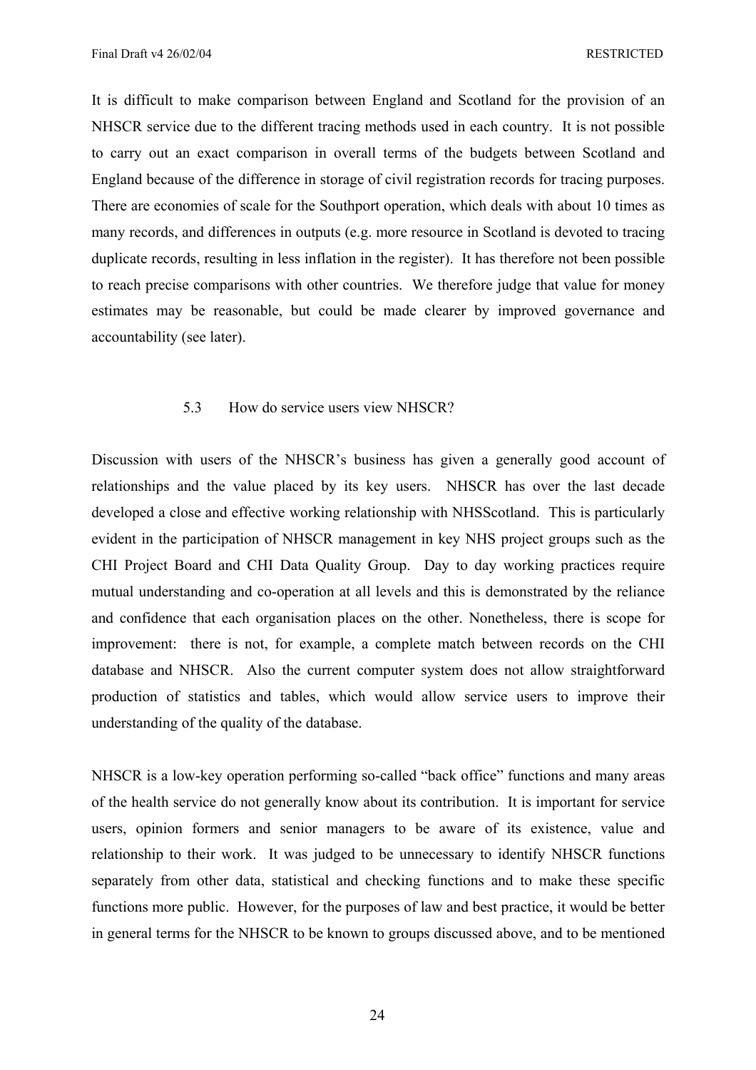It is difficult to make comparison between England and Scotland for the provision of an NHSCR service due to the different tracing methods used in each country. It is not possible to carry out an exact comparison in overall terms of the budgets between Scotland and England because of the difference in storage of civil registration records for tracing purposes. There are economies of scale for the Southport operation, which deals with about 10 times as many records, and differences in outputs (e.g. more resource in Scotland is devoted to tracing duplicate records, resulting in less inflation in the register). It has therefore not been possible to reach precise comparisons with other countries. We therefore judge that value for money estimates may be reasonable, but could be made clearer by improved governance and accountability (see later).

### 5.3 How do service users view NHSCR?

Discussion with users of the NHSCR's business has given a generally good account of relationships and the value placed by its key users. NHSCR has over the last decade developed a close and effective working relationship with NHSScotland. This is particularly evident in the participation of NHSCR management in key NHS project groups such as the CHI Project Board and CHI Data Quality Group. Day to day working practices require mutual understanding and co-operation at all levels and this is demonstrated by the reliance and confidence that each organisation places on the other. Nonetheless, there is scope for improvement: there is not, for example, a complete match between records on the CHI database and NHSCR. Also the current computer system does not allow straightforward production of statistics and tables, which would allow service users to improve their understanding of the quality of the database.

NHSCR is a low-key operation performing so-called "back office" functions and many areas of the health service do not generally know about its contribution. It is important for service users, opinion formers and senior managers to be aware of its existence, value and relationship to their work. It was judged to be unnecessary to identify NHSCR functions separately from other data, statistical and checking functions and to make these specific functions more public. However, for the purposes of law and best practice, it would be better in general terms for the NHSCR to be known to groups discussed above, and to be mentioned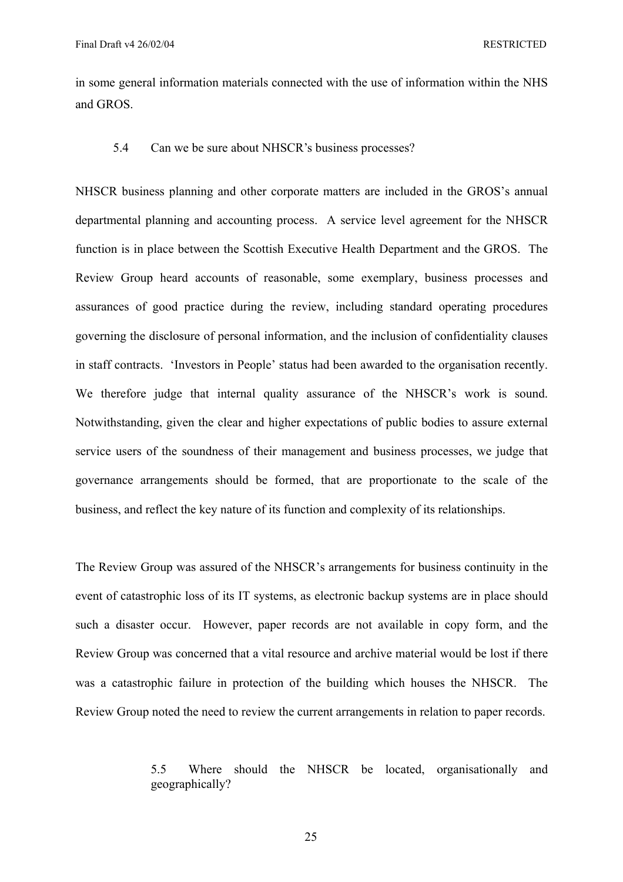in some general information materials connected with the use of information within the NHS and GROS.

### 5.4 Can we be sure about NHSCR's business processes?

NHSCR business planning and other corporate matters are included in the GROS's annual departmental planning and accounting process. A service level agreement for the NHSCR function is in place between the Scottish Executive Health Department and the GROS. The Review Group heard accounts of reasonable, some exemplary, business processes and assurances of good practice during the review, including standard operating procedures governing the disclosure of personal information, and the inclusion of confidentiality clauses in staff contracts. 'Investors in People' status had been awarded to the organisation recently. We therefore judge that internal quality assurance of the NHSCR's work is sound. Notwithstanding, given the clear and higher expectations of public bodies to assure external service users of the soundness of their management and business processes, we judge that governance arrangements should be formed, that are proportionate to the scale of the business, and reflect the key nature of its function and complexity of its relationships.

The Review Group was assured of the NHSCR's arrangements for business continuity in the event of catastrophic loss of its IT systems, as electronic backup systems are in place should such a disaster occur. However, paper records are not available in copy form, and the Review Group was concerned that a vital resource and archive material would be lost if there was a catastrophic failure in protection of the building which houses the NHSCR. The Review Group noted the need to review the current arrangements in relation to paper records.

### 5.5 Where should the NHSCR be located, organisationally and geographically?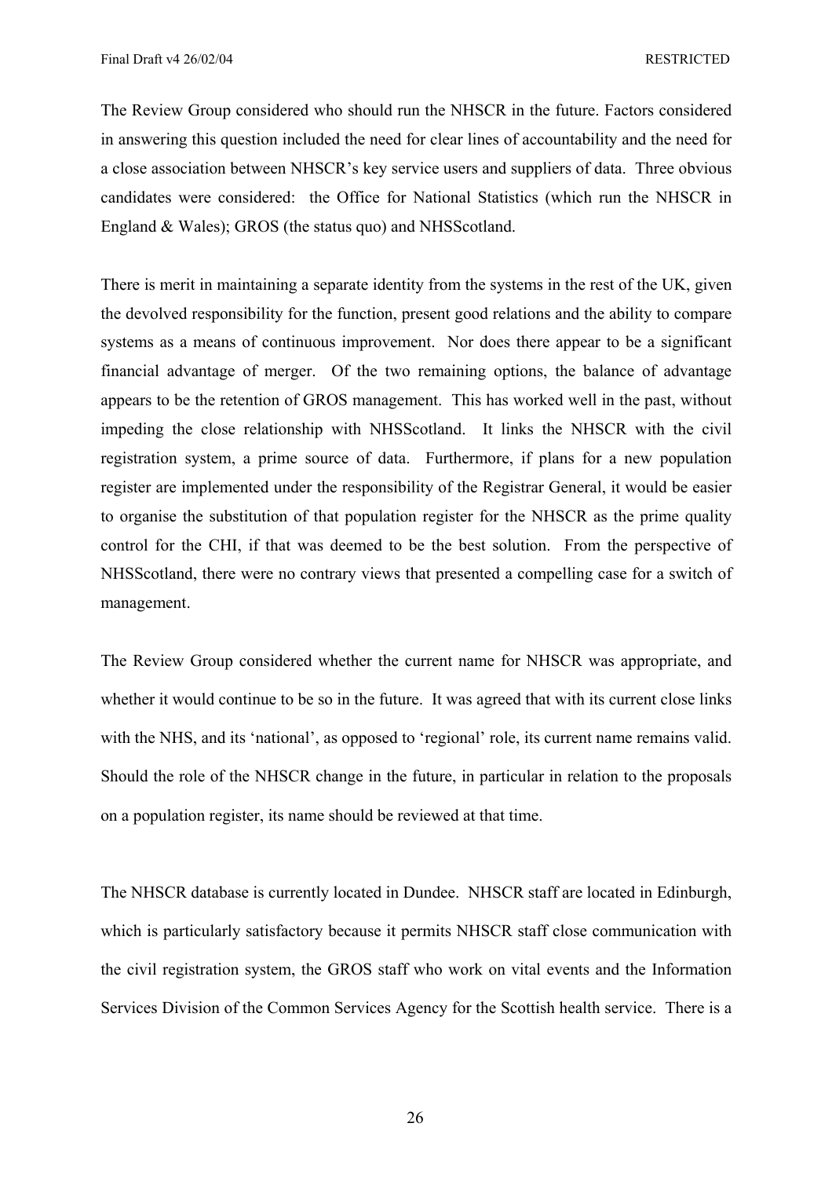The Review Group considered who should run the NHSCR in the future. Factors considered in answering this question included the need for clear lines of accountability and the need for a close association between NHSCR's key service users and suppliers of data. Three obvious candidates were considered: the Office for National Statistics (which run the NHSCR in England & Wales); GROS (the status quo) and NHSScotland.

There is merit in maintaining a separate identity from the systems in the rest of the UK, given the devolved responsibility for the function, present good relations and the ability to compare systems as a means of continuous improvement. Nor does there appear to be a significant financial advantage of merger. Of the two remaining options, the balance of advantage appears to be the retention of GROS management. This has worked well in the past, without impeding the close relationship with NHSScotland. It links the NHSCR with the civil registration system, a prime source of data. Furthermore, if plans for a new population register are implemented under the responsibility of the Registrar General, it would be easier to organise the substitution of that population register for the NHSCR as the prime quality control for the CHI, if that was deemed to be the best solution. From the perspective of NHSScotland, there were no contrary views that presented a compelling case for a switch of management.

The Review Group considered whether the current name for NHSCR was appropriate, and whether it would continue to be so in the future. It was agreed that with its current close links with the NHS, and its 'national', as opposed to 'regional' role, its current name remains valid. Should the role of the NHSCR change in the future, in particular in relation to the proposals on a population register, its name should be reviewed at that time.

The NHSCR database is currently located in Dundee. NHSCR staff are located in Edinburgh, which is particularly satisfactory because it permits NHSCR staff close communication with the civil registration system, the GROS staff who work on vital events and the Information Services Division of the Common Services Agency for the Scottish health service. There is a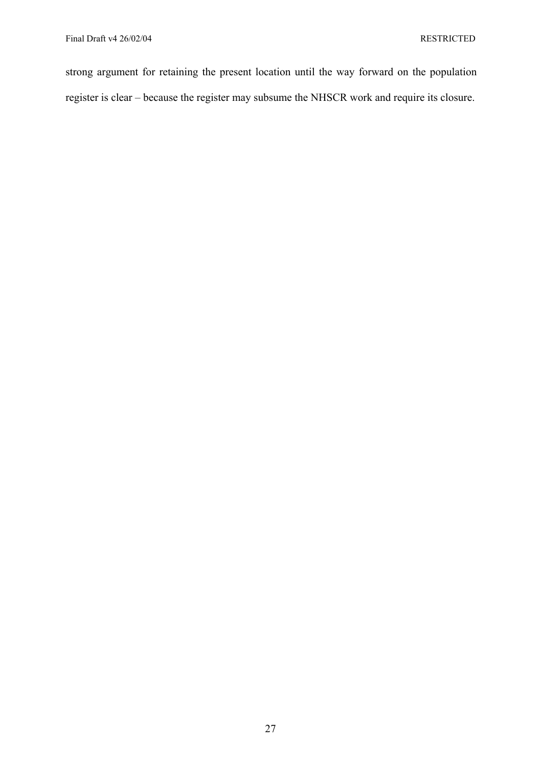strong argument for retaining the present location until the way forward on the population register is clear – because the register may subsume the NHSCR work and require its closure.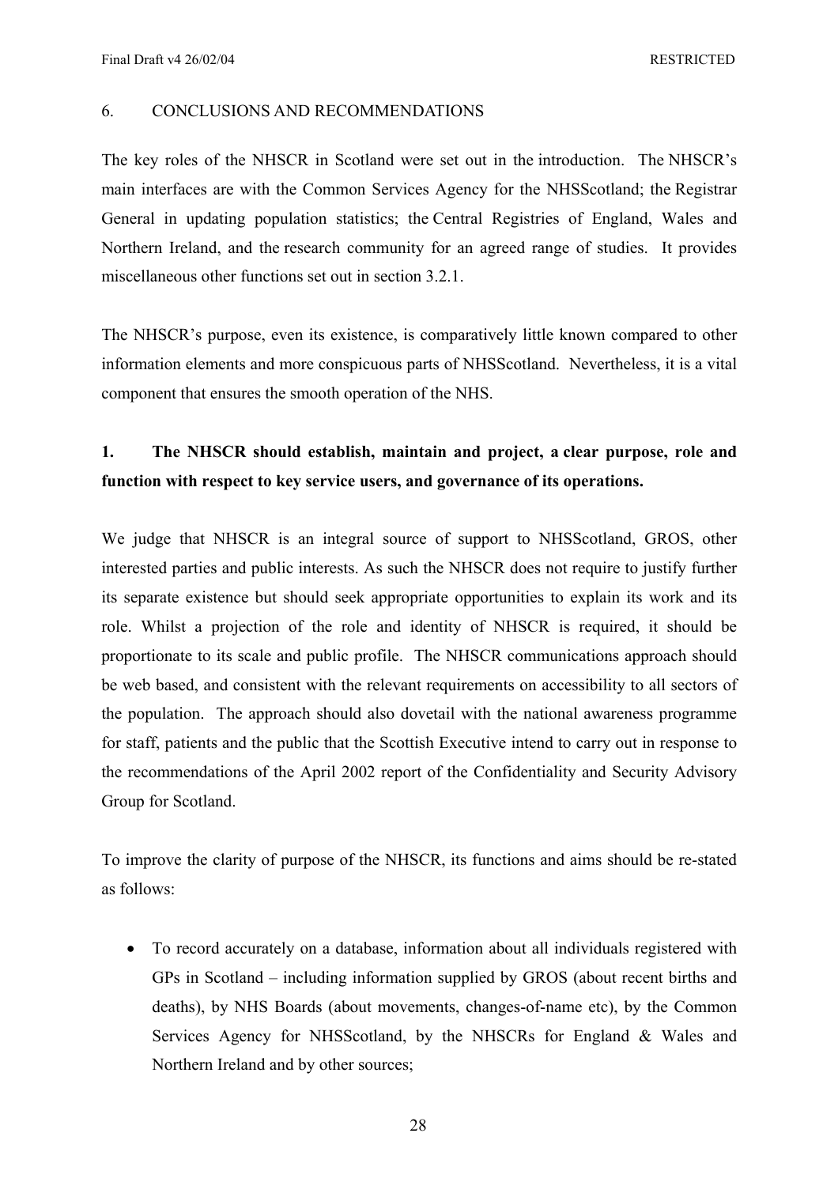## 6. CONCLUSIONS AND RECOMMENDATIONS

The key roles of the NHSCR in Scotland were set out in the introduction. The NHSCR's main interfaces are with the Common Services Agency for the NHSScotland; the Registrar General in updating population statistics; the Central Registries of England, Wales and Northern Ireland, and the research community for an agreed range of studies. It provides miscellaneous other functions set out in section 3.2.1.

The NHSCR's purpose, even its existence, is comparatively little known compared to other information elements and more conspicuous parts of NHSScotland. Nevertheless, it is a vital component that ensures the smooth operation of the NHS.

**1. The NHSCR should establish, maintain and project, a clear purpose, role and function with respect to key service users, and governance of its operations.**

We judge that NHSCR is an integral source of support to NHSScotland, GROS, other interested parties and public interests. As such the NHSCR does not require to justify further its separate existence but should seek appropriate opportunities to explain its work and its role. Whilst a projection of the role and identity of NHSCR is required, it should be proportionate to its scale and public profile. The NHSCR communications approach should be web based, and consistent with the relevant requirements on accessibility to all sectors of the population. The approach should also dovetail with the national awareness programme for staff, patients and the public that the Scottish Executive intend to carry out in response to the recommendations of the April 2002 report of the Confidentiality and Security Advisory Group for Scotland.

To improve the clarity of purpose of the NHSCR, its functions and aims should be re-stated as follows:

- To record accurately on a database, information about all individuals registered with GPs in Scotland – including information supplied by GROS (about recent births and deaths), by NHS Boards (about movements, changes-of-name etc), by the Common Services Agency for NHSScotland, by the NHSCRs for England & Wales and Northern Ireland and by other sources;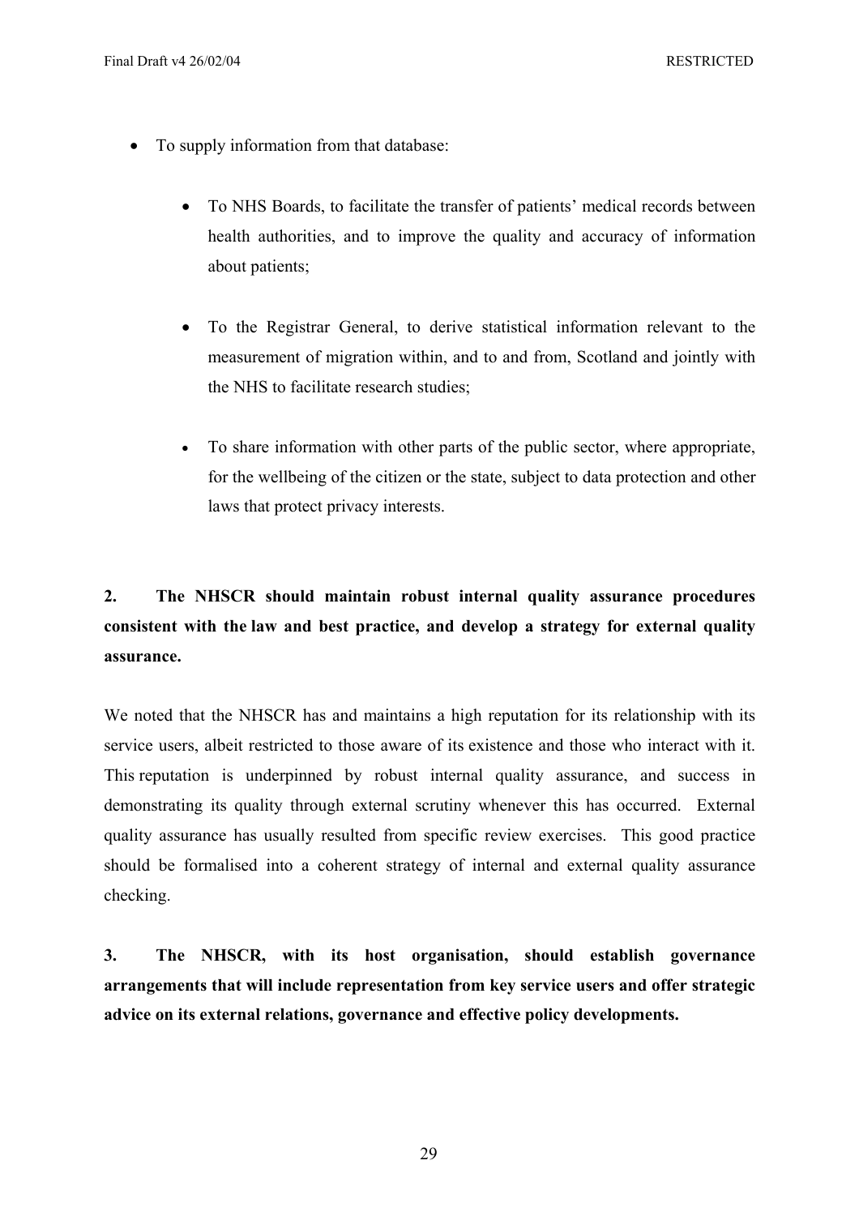- To supply information from that database:

  - To NHS Boards, to facilitate the transfer of patients' medical records between health authorities, and to improve the quality and accuracy of information about patients;

  - To the Registrar General, to derive statistical information relevant to the measurement of migration within, and to and from, Scotland and jointly with the NHS to facilitate research studies;

  - To share information with other parts of the public sector, where appropriate, for the wellbeing of the citizen or the state, subject to data protection and other laws that protect privacy interests.

**2. The NHSCR should maintain robust internal quality assurance procedures consistent with the law and best practice, and develop a strategy for external quality assurance.**

We noted that the NHSCR has and maintains a high reputation for its relationship with its service users, albeit restricted to those aware of its existence and those who interact with it. This reputation is underpinned by robust internal quality assurance, and success in demonstrating its quality through external scrutiny whenever this has occurred. External quality assurance has usually resulted from specific review exercises. This good practice should be formalised into a coherent strategy of internal and external quality assurance checking.

**3. The NHSCR, with its host organisation, should establish governance arrangements that will include representation from key service users and offer strategic advice on its external relations, governance and effective policy developments.**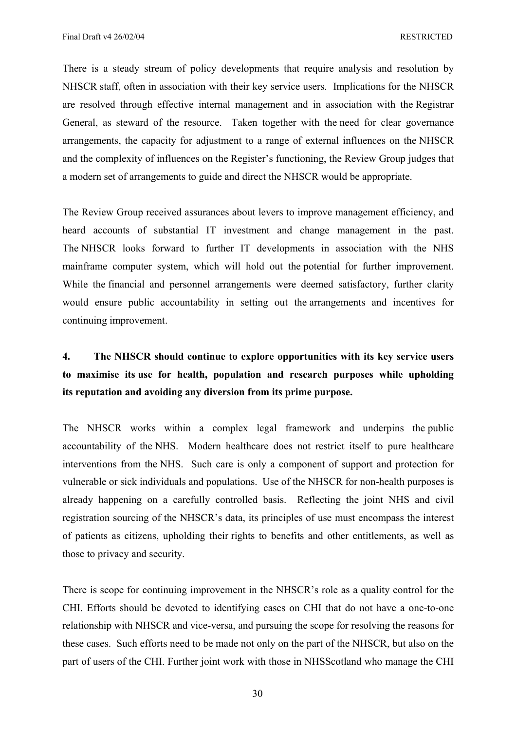There is a steady stream of policy developments that require analysis and resolution by NHSCR staff, often in association with their key service users. Implications for the NHSCR are resolved through effective internal management and in association with the Registrar General, as steward of the resource. Taken together with the need for clear governance arrangements, the capacity for adjustment to a range of external influences on the NHSCR and the complexity of influences on the Register's functioning, the Review Group judges that a modern set of arrangements to guide and direct the NHSCR would be appropriate.

The Review Group received assurances about levers to improve management efficiency, and heard accounts of substantial IT investment and change management in the past. The NHSCR looks forward to further IT developments in association with the NHS mainframe computer system, which will hold out the potential for further improvement. While the financial and personnel arrangements were deemed satisfactory, further clarity would ensure public accountability in setting out the arrangements and incentives for continuing improvement.

**4. The NHSCR should continue to explore opportunities with its key service users to maximise its use for health, population and research purposes while upholding its reputation and avoiding any diversion from its prime purpose.**

The NHSCR works within a complex legal framework and underpins the public accountability of the NHS. Modern healthcare does not restrict itself to pure healthcare interventions from the NHS. Such care is only a component of support and protection for vulnerable or sick individuals and populations. Use of the NHSCR for non-health purposes is already happening on a carefully controlled basis. Reflecting the joint NHS and civil registration sourcing of the NHSCR's data, its principles of use must encompass the interest of patients as citizens, upholding their rights to benefits and other entitlements, as well as those to privacy and security.

There is scope for continuing improvement in the NHSCR's role as a quality control for the CHI. Efforts should be devoted to identifying cases on CHI that do not have a one-to-one relationship with NHSCR and vice-versa, and pursuing the scope for resolving the reasons for these cases. Such efforts need to be made not only on the part of the NHSCR, but also on the part of users of the CHI. Further joint work with those in NHSScotland who manage the CHI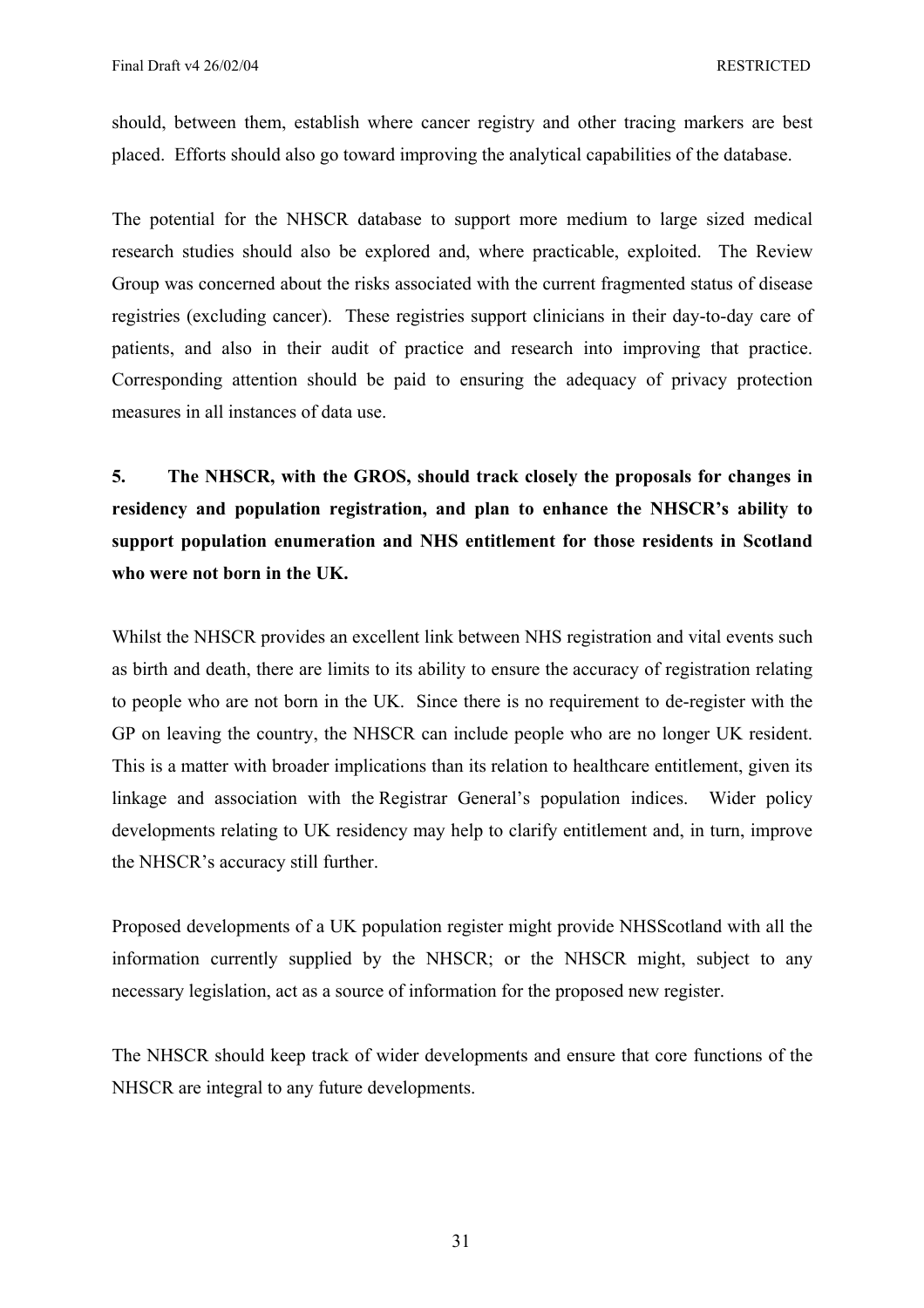should, between them, establish where cancer registry and other tracing markers are best placed. Efforts should also go toward improving the analytical capabilities of the database.

The potential for the NHSCR database to support more medium to large sized medical research studies should also be explored and, where practicable, exploited. The Review Group was concerned about the risks associated with the current fragmented status of disease registries (excluding cancer). These registries support clinicians in their day-to-day care of patients, and also in their audit of practice and research into improving that practice. Corresponding attention should be paid to ensuring the adequacy of privacy protection measures in all instances of data use.

**5. The NHSCR, with the GROS, should track closely the proposals for changes in residency and population registration, and plan to enhance the NHSCR's ability to support population enumeration and NHS entitlement for those residents in Scotland who were not born in the UK.**

Whilst the NHSCR provides an excellent link between NHS registration and vital events such as birth and death, there are limits to its ability to ensure the accuracy of registration relating to people who are not born in the UK. Since there is no requirement to de-register with the GP on leaving the country, the NHSCR can include people who are no longer UK resident. This is a matter with broader implications than its relation to healthcare entitlement, given its linkage and association with the Registrar General's population indices. Wider policy developments relating to UK residency may help to clarify entitlement and, in turn, improve the NHSCR's accuracy still further.

Proposed developments of a UK population register might provide NHSScotland with all the information currently supplied by the NHSCR; or the NHSCR might, subject to any necessary legislation, act as a source of information for the proposed new register.

The NHSCR should keep track of wider developments and ensure that core functions of the NHSCR are integral to any future developments.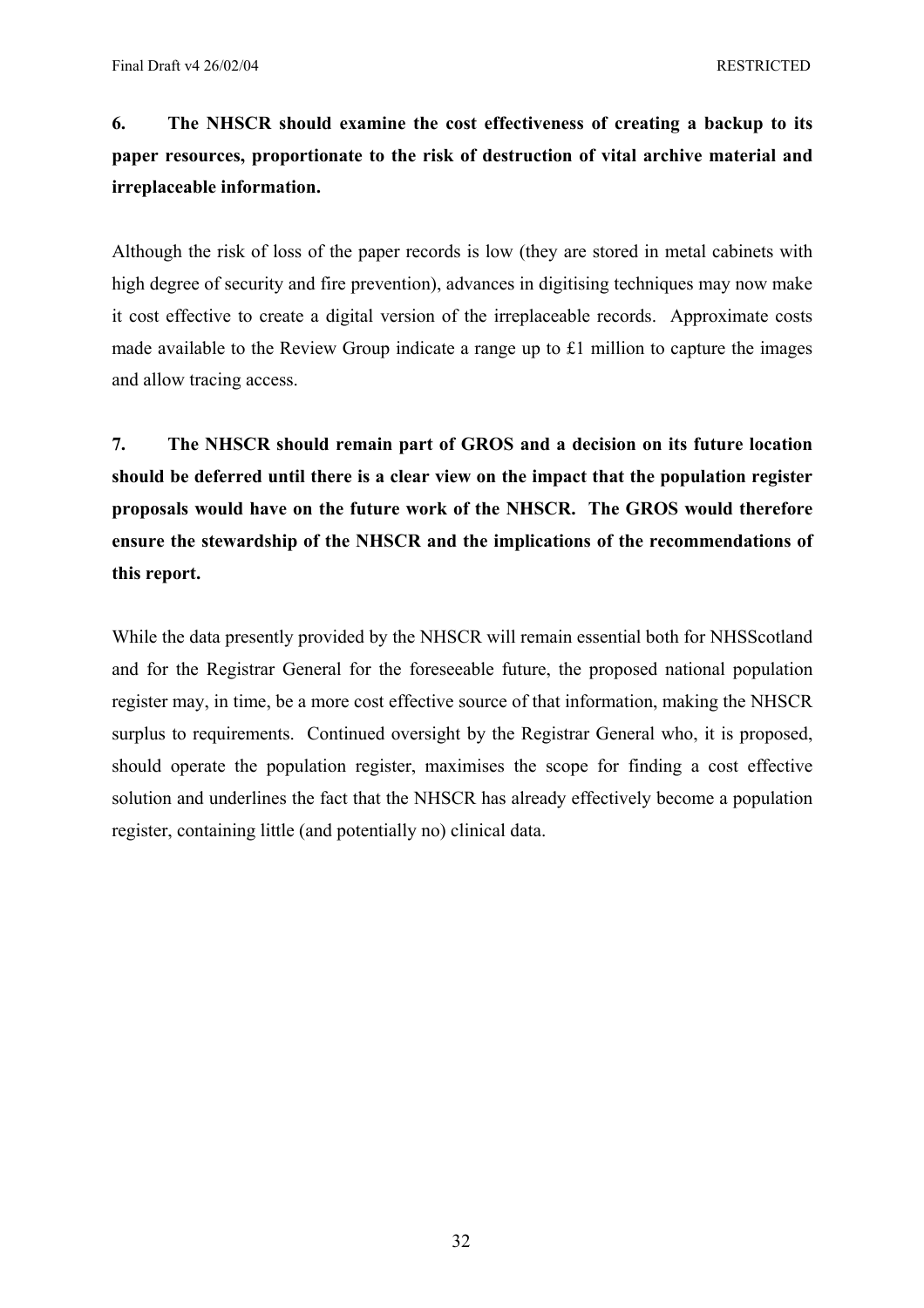**6. The NHSCR should examine the cost effectiveness of creating a backup to its paper resources, proportionate to the risk of destruction of vital archive material and irreplaceable information.**

Although the risk of loss of the paper records is low (they are stored in metal cabinets with high degree of security and fire prevention), advances in digitising techniques may now make it cost effective to create a digital version of the irreplaceable records. Approximate costs made available to the Review Group indicate a range up to £1 million to capture the images and allow tracing access.

**7. The NHSCR should remain part of GROS and a decision on its future location should be deferred until there is a clear view on the impact that the population register proposals would have on the future work of the NHSCR. The GROS would therefore ensure the stewardship of the NHSCR and the implications of the recommendations of this report.**

While the data presently provided by the NHSCR will remain essential both for NHSScotland and for the Registrar General for the foreseeable future, the proposed national population register may, in time, be a more cost effective source of that information, making the NHSCR surplus to requirements. Continued oversight by the Registrar General who, it is proposed, should operate the population register, maximises the scope for finding a cost effective solution and underlines the fact that the NHSCR has already effectively become a population register, containing little (and potentially no) clinical data.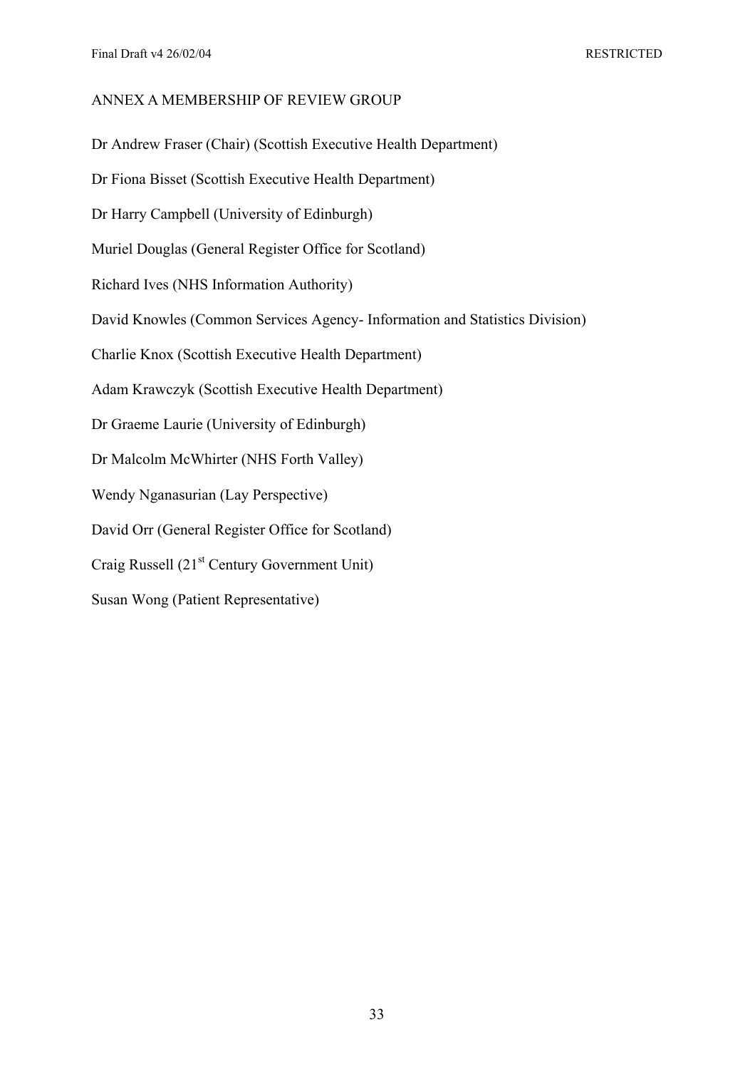## ANNEX A MEMBERSHIP OF REVIEW GROUP

Dr Andrew Fraser (Chair) (Scottish Executive Health Department)

Dr Fiona Bisset (Scottish Executive Health Department)

Dr Harry Campbell (University of Edinburgh)

Muriel Douglas (General Register Office for Scotland)

Richard Ives (NHS Information Authority)

David Knowles (Common Services Agency- Information and Statistics Division)

Charlie Knox (Scottish Executive Health Department)

Adam Krawczyk (Scottish Executive Health Department)

Dr Graeme Laurie (University of Edinburgh)

Dr Malcolm McWhirter (NHS Forth Valley)

Wendy Nganasurian (Lay Perspective)

David Orr (General Register Office for Scotland)

Craig Russell (21st Century Government Unit)

Susan Wong (Patient Representative)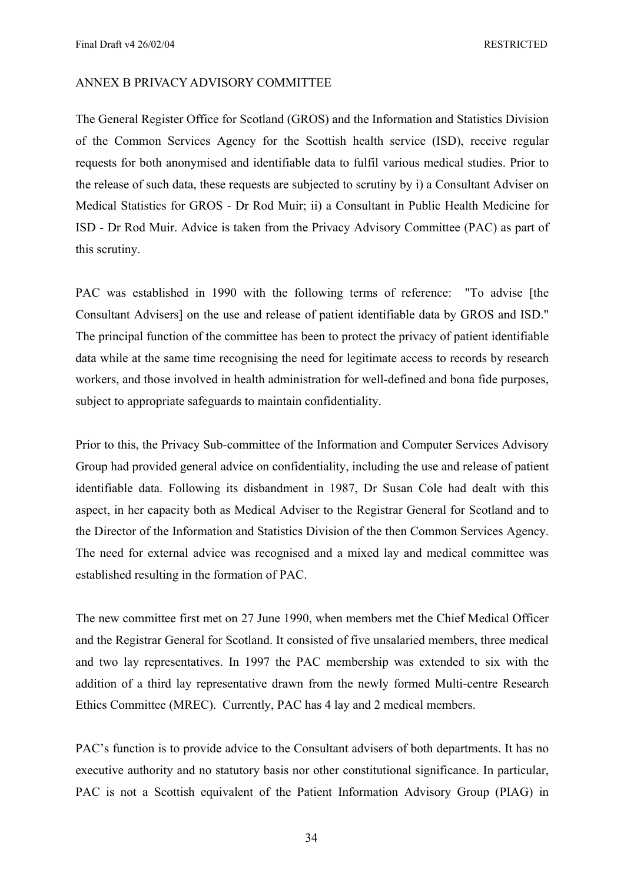## ANNEX B PRIVACY ADVISORY COMMITTEE

The General Register Office for Scotland (GROS) and the Information and Statistics Division of the Common Services Agency for the Scottish health service (ISD), receive regular requests for both anonymised and identifiable data to fulfil various medical studies. Prior to the release of such data, these requests are subjected to scrutiny by i) a Consultant Adviser on Medical Statistics for GROS - Dr Rod Muir; ii) a Consultant in Public Health Medicine for ISD - Dr Rod Muir. Advice is taken from the Privacy Advisory Committee (PAC) as part of this scrutiny.

PAC was established in 1990 with the following terms of reference: "To advise [the Consultant Advisers] on the use and release of patient identifiable data by GROS and ISD." The principal function of the committee has been to protect the privacy of patient identifiable data while at the same time recognising the need for legitimate access to records by research workers, and those involved in health administration for well-defined and bona fide purposes, subject to appropriate safeguards to maintain confidentiality.

Prior to this, the Privacy Sub-committee of the Information and Computer Services Advisory Group had provided general advice on confidentiality, including the use and release of patient identifiable data. Following its disbandment in 1987, Dr Susan Cole had dealt with this aspect, in her capacity both as Medical Adviser to the Registrar General for Scotland and to the Director of the Information and Statistics Division of the then Common Services Agency. The need for external advice was recognised and a mixed lay and medical committee was established resulting in the formation of PAC.

The new committee first met on 27 June 1990, when members met the Chief Medical Officer and the Registrar General for Scotland. It consisted of five unsalaried members, three medical and two lay representatives. In 1997 the PAC membership was extended to six with the addition of a third lay representative drawn from the newly formed Multi-centre Research Ethics Committee (MREC). Currently, PAC has 4 lay and 2 medical members.

PAC's function is to provide advice to the Consultant advisers of both departments. It has no executive authority and no statutory basis nor other constitutional significance. In particular, PAC is not a Scottish equivalent of the Patient Information Advisory Group (PIAG) in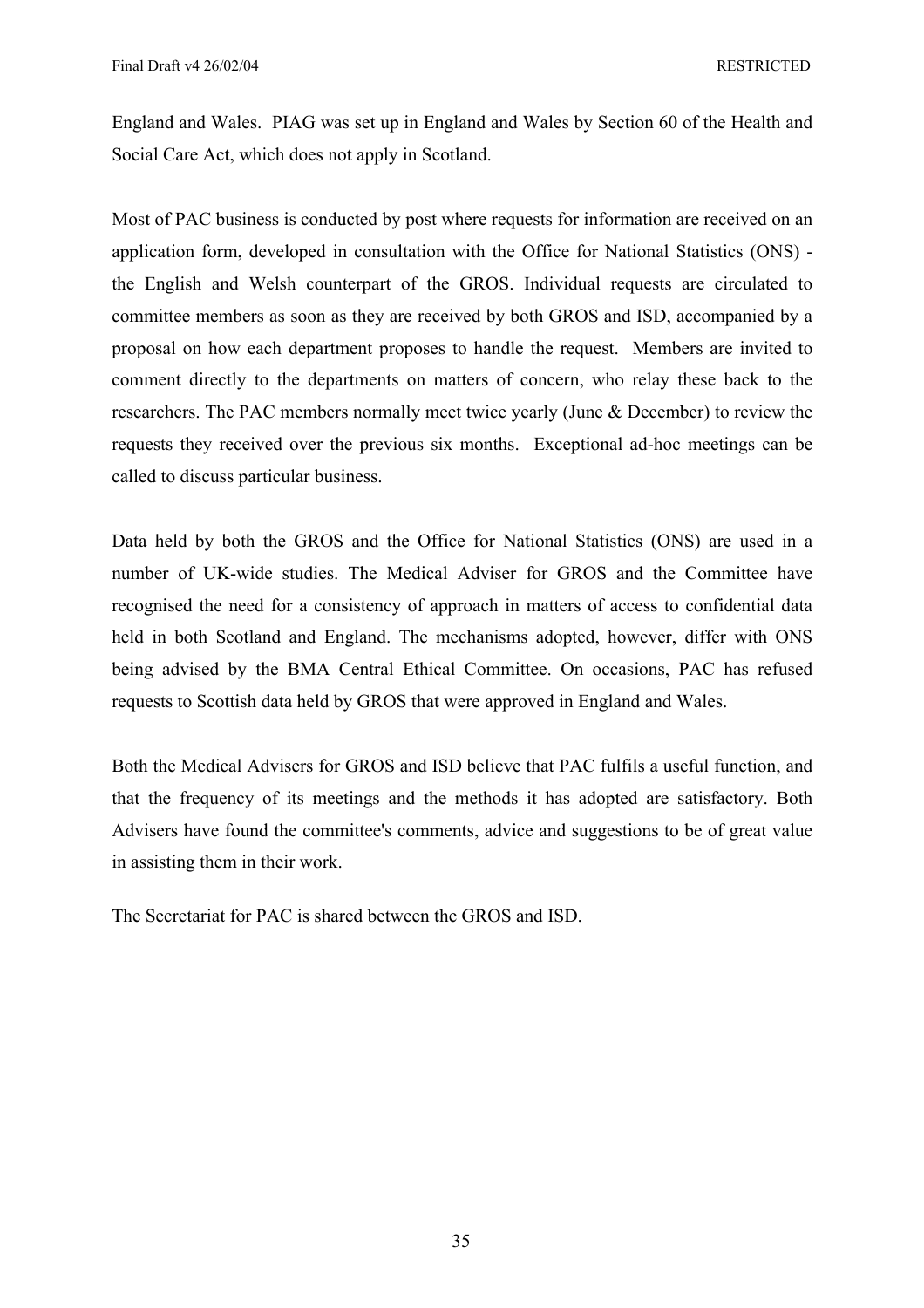England and Wales. PIAG was set up in England and Wales by Section 60 of the Health and Social Care Act, which does not apply in Scotland.

Most of PAC business is conducted by post where requests for information are received on an application form, developed in consultation with the Office for National Statistics (ONS) - the English and Welsh counterpart of the GROS. Individual requests are circulated to committee members as soon as they are received by both GROS and ISD, accompanied by a proposal on how each department proposes to handle the request. Members are invited to comment directly to the departments on matters of concern, who relay these back to the researchers. The PAC members normally meet twice yearly (June & December) to review the requests they received over the previous six months. Exceptional ad-hoc meetings can be called to discuss particular business.

Data held by both the GROS and the Office for National Statistics (ONS) are used in a number of UK-wide studies. The Medical Adviser for GROS and the Committee have recognised the need for a consistency of approach in matters of access to confidential data held in both Scotland and England. The mechanisms adopted, however, differ with ONS being advised by the BMA Central Ethical Committee. On occasions, PAC has refused requests to Scottish data held by GROS that were approved in England and Wales.

Both the Medical Advisers for GROS and ISD believe that PAC fulfils a useful function, and that the frequency of its meetings and the methods it has adopted are satisfactory. Both Advisers have found the committee's comments, advice and suggestions to be of great value in assisting them in their work.

The Secretariat for PAC is shared between the GROS and ISD.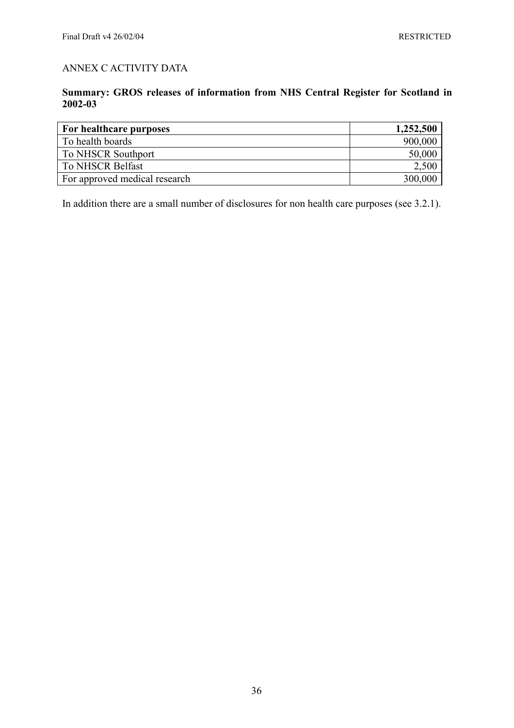ANNEX C ACTIVITY DATA

**Summary: GROS releases of information from NHS Central Register for Scotland in 2002-03**

| **For healthcare purposes** | **1,252,500** |
|---|---|
| To health boards | 900,000 |
| To NHSCR Southport | 50,000 |
| To NHSCR Belfast | 2,500 |
| For approved medical research | 300,000 |

In addition there are a small number of disclosures for non health care purposes (see 3.2.1).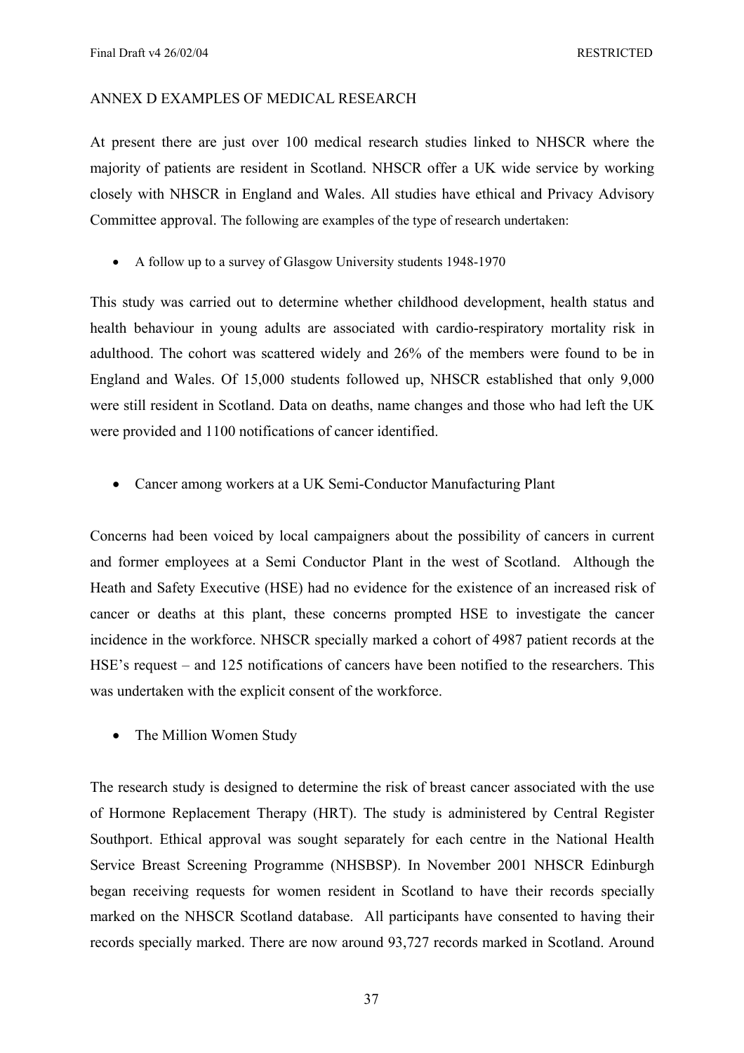## ANNEX D EXAMPLES OF MEDICAL RESEARCH

At present there are just over 100 medical research studies linked to NHSCR where the majority of patients are resident in Scotland. NHSCR offer a UK wide service by working closely with NHSCR in England and Wales. All studies have ethical and Privacy Advisory Committee approval. The following are examples of the type of research undertaken:

- A follow up to a survey of Glasgow University students 1948-1970

This study was carried out to determine whether childhood development, health status and health behaviour in young adults are associated with cardio-respiratory mortality risk in adulthood. The cohort was scattered widely and 26% of the members were found to be in England and Wales. Of 15,000 students followed up, NHSCR established that only 9,000 were still resident in Scotland. Data on deaths, name changes and those who had left the UK were provided and 1100 notifications of cancer identified.

- Cancer among workers at a UK Semi-Conductor Manufacturing Plant

Concerns had been voiced by local campaigners about the possibility of cancers in current and former employees at a Semi Conductor Plant in the west of Scotland. Although the Heath and Safety Executive (HSE) had no evidence for the existence of an increased risk of cancer or deaths at this plant, these concerns prompted HSE to investigate the cancer incidence in the workforce. NHSCR specially marked a cohort of 4987 patient records at the HSE's request – and 125 notifications of cancers have been notified to the researchers. This was undertaken with the explicit consent of the workforce.

- The Million Women Study

The research study is designed to determine the risk of breast cancer associated with the use of Hormone Replacement Therapy (HRT). The study is administered by Central Register Southport. Ethical approval was sought separately for each centre in the National Health Service Breast Screening Programme (NHSBSP). In November 2001 NHSCR Edinburgh began receiving requests for women resident in Scotland to have their records specially marked on the NHSCR Scotland database. All participants have consented to having their records specially marked. There are now around 93,727 records marked in Scotland. Around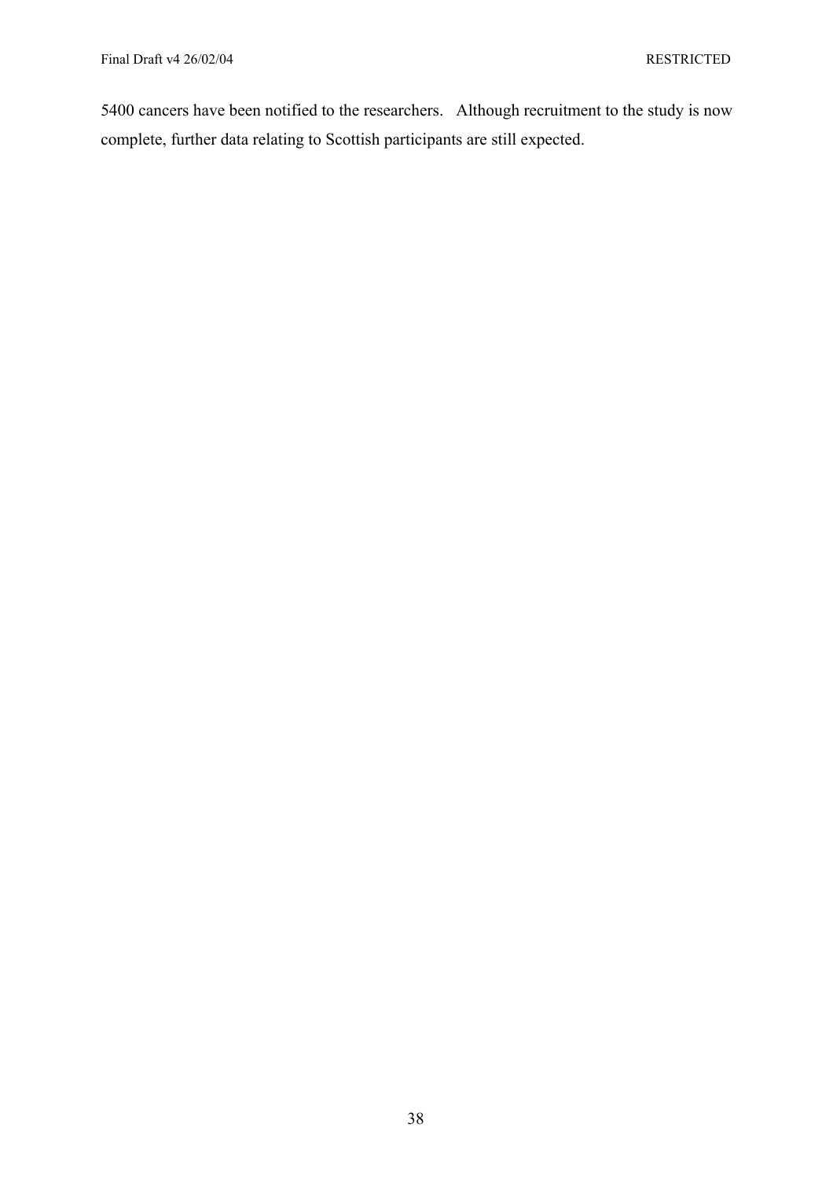5400 cancers have been notified to the researchers. Although recruitment to the study is now complete, further data relating to Scottish participants are still expected.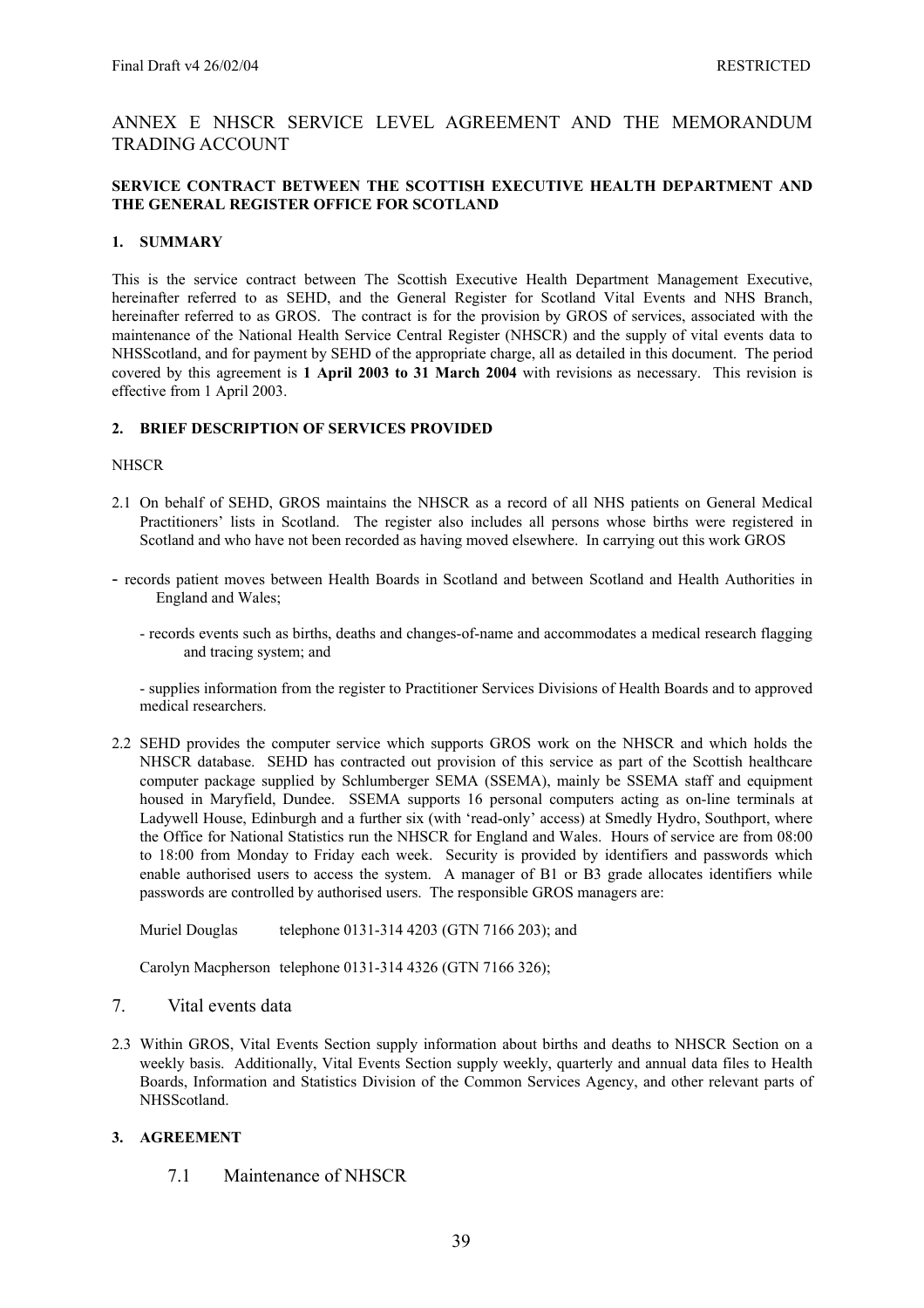# ANNEX E NHSCR SERVICE LEVEL AGREEMENT AND THE MEMORANDUM TRADING ACCOUNT

**SERVICE CONTRACT BETWEEN THE SCOTTISH EXECUTIVE HEALTH DEPARTMENT AND THE GENERAL REGISTER OFFICE FOR SCOTLAND**

**1. SUMMARY**

This is the service contract between The Scottish Executive Health Department Management Executive, hereinafter referred to as SEHD, and the General Register for Scotland Vital Events and NHS Branch, hereinafter referred to as GROS. The contract is for the provision by GROS of services, associated with the maintenance of the National Health Service Central Register (NHSCR) and the supply of vital events data to NHSScotland, and for payment by SEHD of the appropriate charge, all as detailed in this document. The period covered by this agreement is **1 April 2003 to 31 March 2004** with revisions as necessary. This revision is effective from 1 April 2003.

**2. BRIEF DESCRIPTION OF SERVICES PROVIDED**

NHSCR

2.1 On behalf of SEHD, GROS maintains the NHSCR as a record of all NHS patients on General Medical Practitioners' lists in Scotland. The register also includes all persons whose births were registered in Scotland and who have not been recorded as having moved elsewhere. In carrying out this work GROS

- records patient moves between Health Boards in Scotland and between Scotland and Health Authorities in England and Wales;
- records events such as births, deaths and changes-of-name and accommodates a medical research flagging and tracing system; and
- supplies information from the register to Practitioner Services Divisions of Health Boards and to approved medical researchers.

2.2 SEHD provides the computer service which supports GROS work on the NHSCR and which holds the NHSCR database. SEHD has contracted out provision of this service as part of the Scottish healthcare computer package supplied by Schlumberger SEMA (SSEMA), mainly be SSEMA staff and equipment housed in Maryfield, Dundee. SSEMA supports 16 personal computers acting as on-line terminals at Ladywell House, Edinburgh and a further six (with 'read-only' access) at Smedly Hydro, Southport, where the Office for National Statistics run the NHSCR for England and Wales. Hours of service are from 08:00 to 18:00 from Monday to Friday each week. Security is provided by identifiers and passwords which enable authorised users to access the system. A manager of B1 or B3 grade allocates identifiers while passwords are controlled by authorised users. The responsible GROS managers are:

Muriel Douglas telephone 0131-314 4203 (GTN 7166 203); and

Carolyn Macpherson telephone 0131-314 4326 (GTN 7166 326);

7. Vital events data

2.3 Within GROS, Vital Events Section supply information about births and deaths to NHSCR Section on a weekly basis. Additionally, Vital Events Section supply weekly, quarterly and annual data files to Health Boards, Information and Statistics Division of the Common Services Agency, and other relevant parts of NHSScotland.

**3. AGREEMENT**

7.1 Maintenance of NHSCR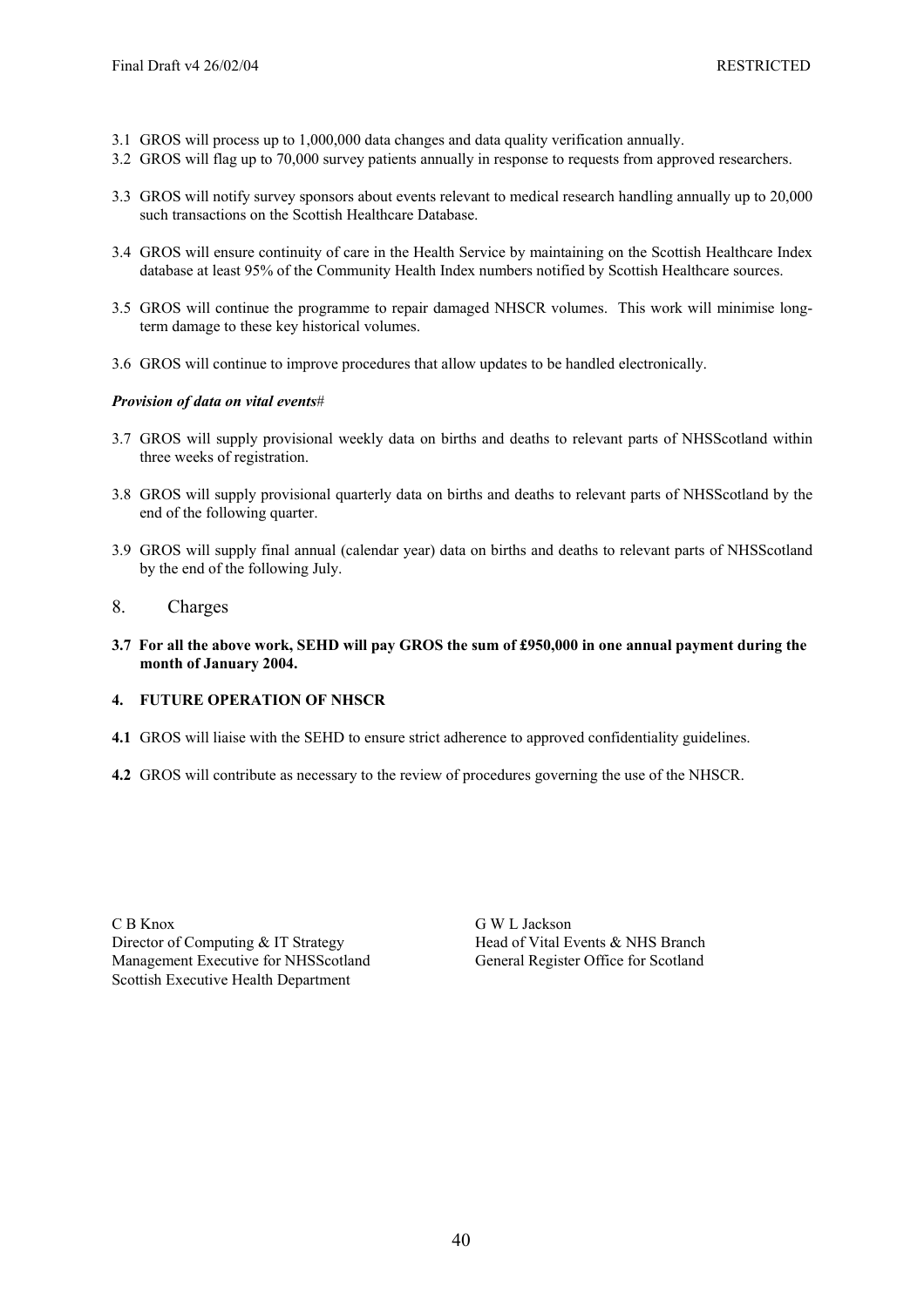3.1 GROS will process up to 1,000,000 data changes and data quality verification annually.

3.2 GROS will flag up to 70,000 survey patients annually in response to requests from approved researchers.

3.3 GROS will notify survey sponsors about events relevant to medical research handling annually up to 20,000 such transactions on the Scottish Healthcare Database.

3.4 GROS will ensure continuity of care in the Health Service by maintaining on the Scottish Healthcare Index database at least 95% of the Community Health Index numbers notified by Scottish Healthcare sources.

3.5 GROS will continue the programme to repair damaged NHSCR volumes. This work will minimise long-term damage to these key historical volumes.

3.6 GROS will continue to improve procedures that allow updates to be handled electronically.

***Provision of data on vital events***#

3.7 GROS will supply provisional weekly data on births and deaths to relevant parts of NHSScotland within three weeks of registration.

3.8 GROS will supply provisional quarterly data on births and deaths to relevant parts of NHSScotland by the end of the following quarter.

3.9 GROS will supply final annual (calendar year) data on births and deaths to relevant parts of NHSScotland by the end of the following July.

## 8. Charges

**3.7 For all the above work, SEHD will pay GROS the sum of £950,000 in one annual payment during the month of January 2004.**

## 4. FUTURE OPERATION OF NHSCR

**4.1** GROS will liaise with the SEHD to ensure strict adherence to approved confidentiality guidelines.

**4.2** GROS will contribute as necessary to the review of procedures governing the use of the NHSCR.

C B Knox
Director of Computing & IT Strategy
Management Executive for NHSScotland
Scottish Executive Health Department

G W L Jackson
Head of Vital Events & NHS Branch
General Register Office for Scotland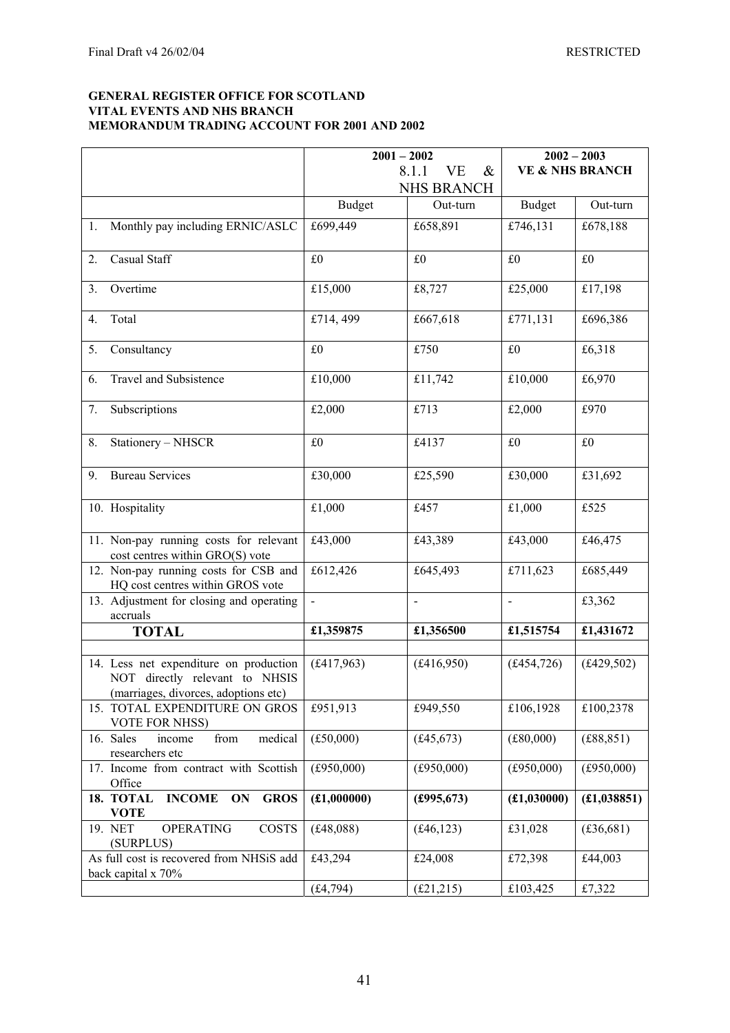**GENERAL REGISTER OFFICE FOR SCOTLAND**
**VITAL EVENTS AND NHS BRANCH**
**MEMORANDUM TRADING ACCOUNT FOR 2001 AND 2002**

| | **2001 – 2002** 8.1.1 VE & NHS BRANCH | | **2002 – 2003** **VE & NHS BRANCH** | |
|---|---|---|---|---|
| | Budget | Out-turn | Budget | Out-turn |
| 1. Monthly pay including ERNIC/ASLC | £699,449 | £658,891 | £746,131 | £678,188 |
| 2. Casual Staff | £0 | £0 | £0 | £0 |
| 3. Overtime | £15,000 | £8,727 | £25,000 | £17,198 |
| 4. Total | £714, 499 | £667,618 | £771,131 | £696,386 |
| 5. Consultancy | £0 | £750 | £0 | £6,318 |
| 6. Travel and Subsistence | £10,000 | £11,742 | £10,000 | £6,970 |
| 7. Subscriptions | £2,000 | £713 | £2,000 | £970 |
| 8. Stationery – NHSCR | £0 | £4137 | £0 | £0 |
| 9. Bureau Services | £30,000 | £25,590 | £30,000 | £31,692 |
| 10. Hospitality | £1,000 | £457 | £1,000 | £525 |
| 11. Non-pay running costs for relevant cost centres within GRO(S) vote | £43,000 | £43,389 | £43,000 | £46,475 |
| 12. Non-pay running costs for CSB and HQ cost centres within GROS vote | £612,426 | £645,493 | £711,623 | £685,449 |
| 13. Adjustment for closing and operating accruals | - | - | - | £3,362 |
| **TOTAL** | **£1,359875** | **£1,356500** | **£1,515754** | **£1,431672** |
| | | | | |
| 14. Less net expenditure on production NOT directly relevant to NHSIS (marriages, divorces, adoptions etc) | (£417,963) | (£416,950) | (£454,726) | (£429,502) |
| 15. TOTAL EXPENDITURE ON GROS VOTE FOR NHSS) | £951,913 | £949,550 | £106,1928 | £100,2378 |
| 16. Sales income from medical researchers etc | (£50,000) | (£45,673) | (£80,000) | (£88,851) |
| 17. Income from contract with Scottish Office | (£950,000) | (£950,000) | (£950,000) | (£950,000) |
| **18. TOTAL INCOME ON GROS VOTE** | **(£1,000000)** | **(£995,673)** | **(£1,030000)** | **(£1,038851)** |
| 19. NET OPERATING COSTS (SURPLUS) | (£48,088) | (£46,123) | £31,028 | (£36,681) |
| As full cost is recovered from NHSiS add back capital x 70% | £43,294 | £24,008 | £72,398 | £44,003 |
| | (£4,794) | (£21,215) | £103,425 | £7,322 |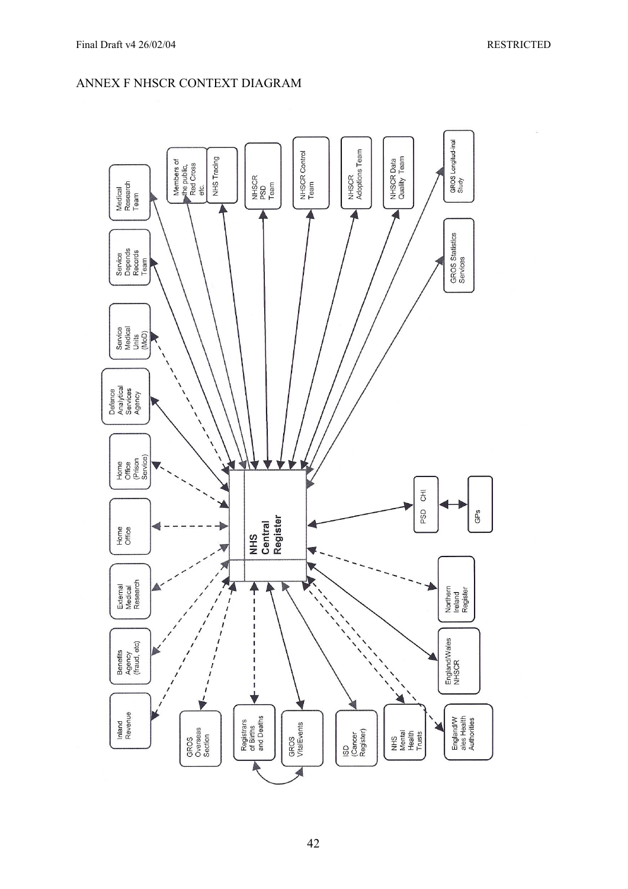## ANNEX F NHSCR CONTEXT DIAGRAM

NHS Central Register

Medical Research Team

Members of the public, Red Cross etc.

NHS Tracing

NHSCR PSD Team

NHSCR Control Team

NHSCR Adoptions Team

NHSCR Data Quality Team

GROS Longitud-inal Study

Service Depends Records Team

GROS Statistics Services

Service Medical Units (MoD)

Defence Analytical Services Agency

Home Office (Prison Service)

Home Office

External Medical Research

Benefits Agency (fraud, etc)

Inland Revenue

PSD CHI

GPs

Northern Ireland Register

England/Wales NHSCR

GROS Overseas Section

Registrars of Births and Deaths

GROS VitalEvents

ISD (Cancer Register)

NHS Mental Health Trusts

England/Wales Health Authorities